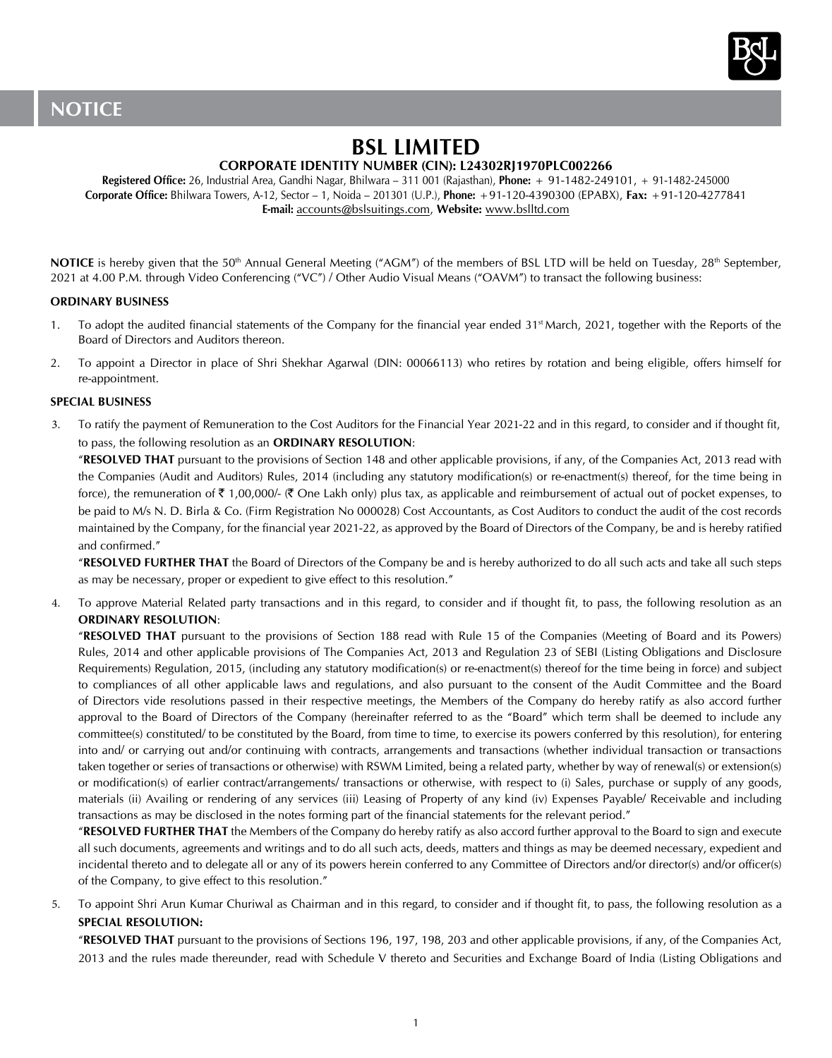# NOTICE

# BSL LIMITED

**CORPORATE IDENTITY NUMBER (CIN): L24302RJ1970PLC002266**

**Registered Office:** 26, Industrial Area, Gandhi Nagar, Bhilwara – 311 001 (Rajasthan), **Phone:** + 91-1482-249101, + 91-1482-245000
**Corporate Office:** Bhilwara Towers, A-12, Sector – 1, Noida – 201301 (U.P.), **Phone:** +91-120-4390300 (EPABX), **Fax:** +91-120-4277841
**E-mail:** accounts@bslsuitings.com, **Website:** www.bslltd.com

**NOTICE** is hereby given that the 50th Annual General Meeting ("AGM") of the members of BSL LTD will be held on Tuesday, 28th September, 2021 at 4.00 P.M. through Video Conferencing ("VC") / Other Audio Visual Means ("OAVM") to transact the following business:

**ORDINARY BUSINESS**

1. To adopt the audited financial statements of the Company for the financial year ended 31st March, 2021, together with the Reports of the Board of Directors and Auditors thereon.

2. To appoint a Director in place of Shri Shekhar Agarwal (DIN: 00066113) who retires by rotation and being eligible, offers himself for re-appointment.

**SPECIAL BUSINESS**

3. To ratify the payment of Remuneration to the Cost Auditors for the Financial Year 2021-22 and in this regard, to consider and if thought fit, to pass, the following resolution as an **ORDINARY RESOLUTION**:

   "**RESOLVED THAT** pursuant to the provisions of Section 148 and other applicable provisions, if any, of the Companies Act, 2013 read with the Companies (Audit and Auditors) Rules, 2014 (including any statutory modification(s) or re-enactment(s) thereof, for the time being in force), the remuneration of ₹ 1,00,000/- (₹ One Lakh only) plus tax, as applicable and reimbursement of actual out of pocket expenses, to be paid to M/s N. D. Birla & Co. (Firm Registration No 000028) Cost Accountants, as Cost Auditors to conduct the audit of the cost records maintained by the Company, for the financial year 2021-22, as approved by the Board of Directors of the Company, be and is hereby ratified and confirmed."

   "**RESOLVED FURTHER THAT** the Board of Directors of the Company be and is hereby authorized to do all such acts and take all such steps as may be necessary, proper or expedient to give effect to this resolution."

4. To approve Material Related party transactions and in this regard, to consider and if thought fit, to pass, the following resolution as an **ORDINARY RESOLUTION**:

   "**RESOLVED THAT** pursuant to the provisions of Section 188 read with Rule 15 of the Companies (Meeting of Board and its Powers) Rules, 2014 and other applicable provisions of The Companies Act, 2013 and Regulation 23 of SEBI (Listing Obligations and Disclosure Requirements) Regulation, 2015, (including any statutory modification(s) or re-enactment(s) thereof for the time being in force) and subject to compliances of all other applicable laws and regulations, and also pursuant to the consent of the Audit Committee and the Board of Directors vide resolutions passed in their respective meetings, the Members of the Company do hereby ratify as also accord further approval to the Board of Directors of the Company (hereinafter referred to as the "Board" which term shall be deemed to include any committee(s) constituted/ to be constituted by the Board, from time to time, to exercise its powers conferred by this resolution), for entering into and/ or carrying out and/or continuing with contracts, arrangements and transactions (whether individual transaction or transactions taken together or series of transactions or otherwise) with RSWM Limited, being a related party, whether by way of renewal(s) or extension(s) or modification(s) of earlier contract/arrangements/ transactions or otherwise, with respect to (i) Sales, purchase or supply of any goods, materials (ii) Availing or rendering of any services (iii) Leasing of Property of any kind (iv) Expenses Payable/ Receivable and including transactions as may be disclosed in the notes forming part of the financial statements for the relevant period."

   "**RESOLVED FURTHER THAT** the Members of the Company do hereby ratify as also accord further approval to the Board to sign and execute all such documents, agreements and writings and to do all such acts, deeds, matters and things as may be deemed necessary, expedient and incidental thereto and to delegate all or any of its powers herein conferred to any Committee of Directors and/or director(s) and/or officer(s) of the Company, to give effect to this resolution."

5. To appoint Shri Arun Kumar Churiwal as Chairman and in this regard, to consider and if thought fit, to pass, the following resolution as a **SPECIAL RESOLUTION:**

   "**RESOLVED THAT** pursuant to the provisions of Sections 196, 197, 198, 203 and other applicable provisions, if any, of the Companies Act, 2013 and the rules made thereunder, read with Schedule V thereto and Securities and Exchange Board of India (Listing Obligations and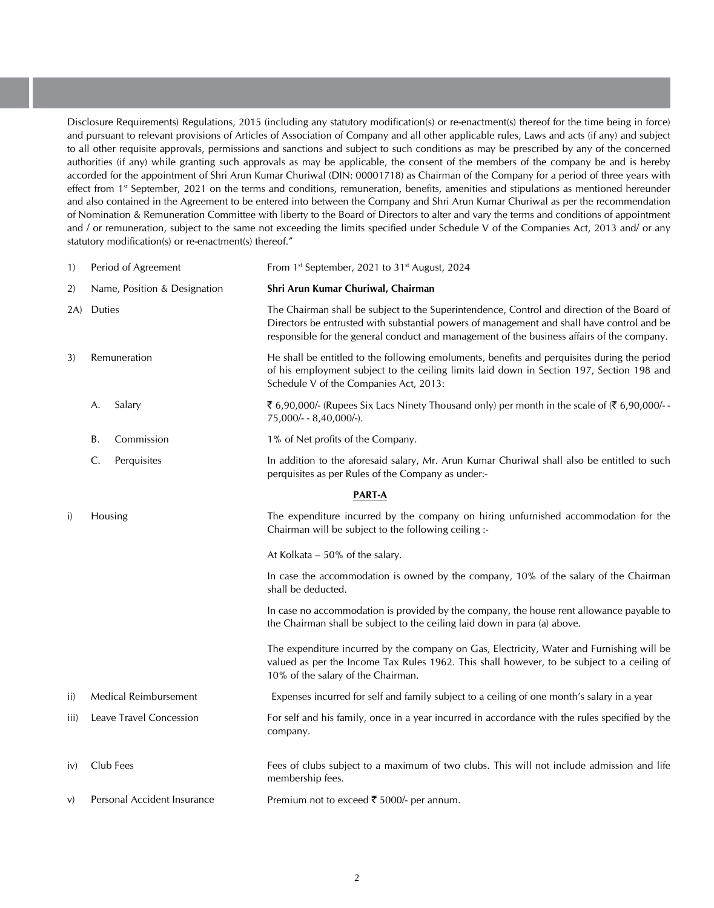Disclosure Requirements) Regulations, 2015 (including any statutory modification(s) or re-enactment(s) thereof for the time being in force) and pursuant to relevant provisions of Articles of Association of Company and all other applicable rules, Laws and acts (if any) and subject to all other requisite approvals, permissions and sanctions and subject to such conditions as may be prescribed by any of the concerned authorities (if any) while granting such approvals as may be applicable, the consent of the members of the company be and is hereby accorded for the appointment of Shri Arun Kumar Churiwal (DIN: 00001718) as Chairman of the Company for a period of three years with effect from 1st September, 2021 on the terms and conditions, remuneration, benefits, amenities and stipulations as mentioned hereunder and also contained in the Agreement to be entered into between the Company and Shri Arun Kumar Churiwal as per the recommendation of Nomination & Remuneration Committee with liberty to the Board of Directors to alter and vary the terms and conditions of appointment and / or remuneration, subject to the same not exceeding the limits specified under Schedule V of the Companies Act, 2013 and/ or any statutory modification(s) or re-enactment(s) thereof."

| | | |
|---|---|---|
| 1) | Period of Agreement | From 1st September, 2021 to 31st August, 2024 |
| 2) | Name, Position & Designation | **Shri Arun Kumar Churiwal, Chairman** |
| 2A) | Duties | The Chairman shall be subject to the Superintendence, Control and direction of the Board of Directors be entrusted with substantial powers of management and shall have control and be responsible for the general conduct and management of the business affairs of the company. |
| 3) | Remuneration | He shall be entitled to the following emoluments, benefits and perquisites during the period of his employment subject to the ceiling limits laid down in Section 197, Section 198 and Schedule V of the Companies Act, 2013: |
| | A. Salary | ₹ 6,90,000/- (Rupees Six Lacs Ninety Thousand only) per month in the scale of (₹ 6,90,000/- - 75,000/- - 8,40,000/-). |
| | B. Commission | 1% of Net profits of the Company. |
| | C. Perquisites | In addition to the aforesaid salary, Mr. Arun Kumar Churiwal shall also be entitled to such perquisites as per Rules of the Company as under:- |

**PART-A**

| | | |
|---|---|---|
| i) | Housing | The expenditure incurred by the company on hiring unfurnished accommodation for the Chairman will be subject to the following ceiling :-<br><br>At Kolkata – 50% of the salary.<br><br>In case the accommodation is owned by the company, 10% of the salary of the Chairman shall be deducted.<br><br>In case no accommodation is provided by the company, the house rent allowance payable to the Chairman shall be subject to the ceiling laid down in para (a) above.<br><br>The expenditure incurred by the company on Gas, Electricity, Water and Furnishing will be valued as per the Income Tax Rules 1962. This shall however, to be subject to a ceiling of 10% of the salary of the Chairman. |
| ii) | Medical Reimbursement | Expenses incurred for self and family subject to a ceiling of one month's salary in a year |
| iii) | Leave Travel Concession | For self and his family, once in a year incurred in accordance with the rules specified by the company. |
| iv) | Club Fees | Fees of clubs subject to a maximum of two clubs. This will not include admission and life membership fees. |
| v) | Personal Accident Insurance | Premium not to exceed ₹ 5000/- per annum. |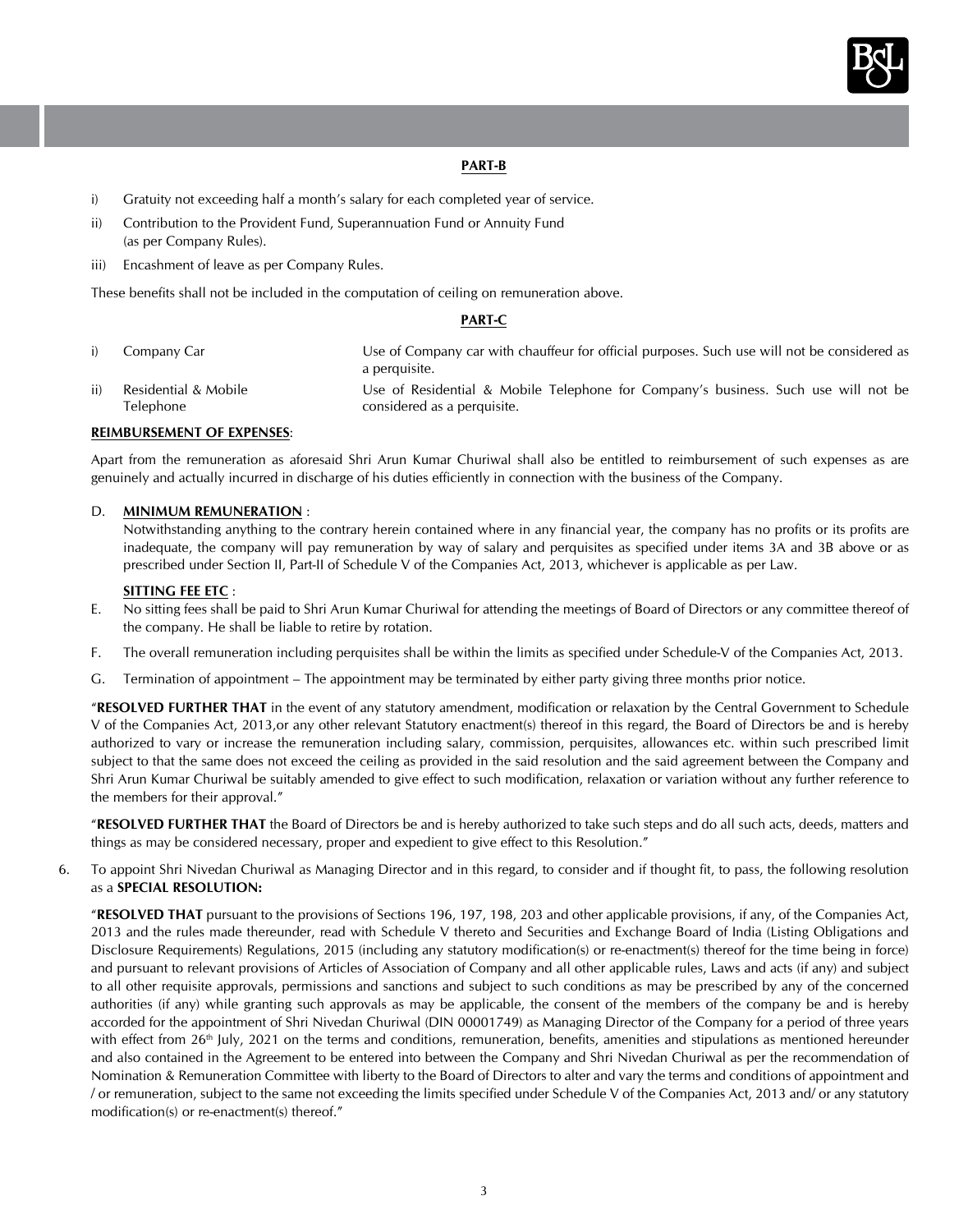**PART-B**

i) Gratuity not exceeding half a month's salary for each completed year of service.

ii) Contribution to the Provident Fund, Superannuation Fund or Annuity Fund (as per Company Rules).

iii) Encashment of leave as per Company Rules.

These benefits shall not be included in the computation of ceiling on remuneration above.

**PART-C**

| | | |
|---|---|---|
| i) | Company Car | Use of Company car with chauffeur for official purposes. Such use will not be considered as a perquisite. |
| ii) | Residential & Mobile Telephone | Use of Residential & Mobile Telephone for Company's business. Such use will not be considered as a perquisite. |

**REIMBURSEMENT OF EXPENSES**:

Apart from the remuneration as aforesaid Shri Arun Kumar Churiwal shall also be entitled to reimbursement of such expenses as are genuinely and actually incurred in discharge of his duties efficiently in connection with the business of the Company.

D. **MINIMUM REMUNERATION** :

Notwithstanding anything to the contrary herein contained where in any financial year, the company has no profits or its profits are inadequate, the company will pay remuneration by way of salary and perquisites as specified under items 3A and 3B above or as prescribed under Section II, Part-II of Schedule V of the Companies Act, 2013, whichever is applicable as per Law.

**SITTING FEE ETC** :

E. No sitting fees shall be paid to Shri Arun Kumar Churiwal for attending the meetings of Board of Directors or any committee thereof of the company. He shall be liable to retire by rotation.

F. The overall remuneration including perquisites shall be within the limits as specified under Schedule-V of the Companies Act, 2013.

G. Termination of appointment – The appointment may be terminated by either party giving three months prior notice.

"**RESOLVED FURTHER THAT** in the event of any statutory amendment, modification or relaxation by the Central Government to Schedule V of the Companies Act, 2013,or any other relevant Statutory enactment(s) thereof in this regard, the Board of Directors be and is hereby authorized to vary or increase the remuneration including salary, commission, perquisites, allowances etc. within such prescribed limit subject to that the same does not exceed the ceiling as provided in the said resolution and the said agreement between the Company and Shri Arun Kumar Churiwal be suitably amended to give effect to such modification, relaxation or variation without any further reference to the members for their approval."

"**RESOLVED FURTHER THAT** the Board of Directors be and is hereby authorized to take such steps and do all such acts, deeds, matters and things as may be considered necessary, proper and expedient to give effect to this Resolution."

6. To appoint Shri Nivedan Churiwal as Managing Director and in this regard, to consider and if thought fit, to pass, the following resolution as a **SPECIAL RESOLUTION:**

"**RESOLVED THAT** pursuant to the provisions of Sections 196, 197, 198, 203 and other applicable provisions, if any, of the Companies Act, 2013 and the rules made thereunder, read with Schedule V thereto and Securities and Exchange Board of India (Listing Obligations and Disclosure Requirements) Regulations, 2015 (including any statutory modification(s) or re-enactment(s) thereof for the time being in force) and pursuant to relevant provisions of Articles of Association of Company and all other applicable rules, Laws and acts (if any) and subject to all other requisite approvals, permissions and sanctions and subject to such conditions as may be prescribed by any of the concerned authorities (if any) while granting such approvals as may be applicable, the consent of the members of the company be and is hereby accorded for the appointment of Shri Nivedan Churiwal (DIN 00001749) as Managing Director of the Company for a period of three years with effect from 26th July, 2021 on the terms and conditions, remuneration, benefits, amenities and stipulations as mentioned hereunder and also contained in the Agreement to be entered into between the Company and Shri Nivedan Churiwal as per the recommendation of Nomination & Remuneration Committee with liberty to the Board of Directors to alter and vary the terms and conditions of appointment and / or remuneration, subject to the same not exceeding the limits specified under Schedule V of the Companies Act, 2013 and/ or any statutory modification(s) or re-enactment(s) thereof."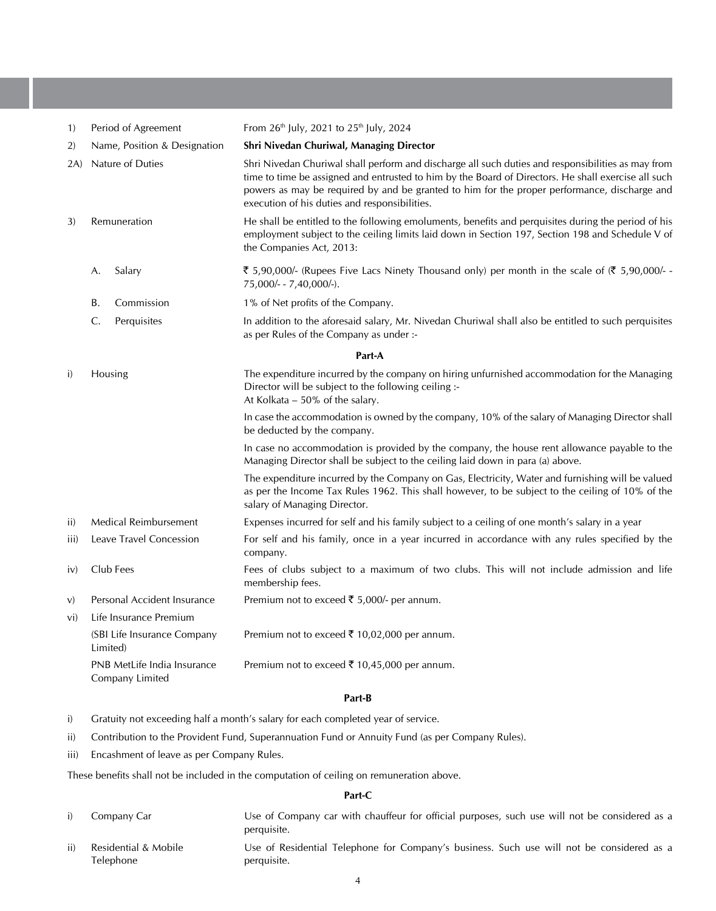| | | |
|---|---|---|
| 1) | Period of Agreement | From 26th July, 2021 to 25th July, 2024 |
| 2) | Name, Position & Designation | **Shri Nivedan Churiwal, Managing Director** |
| 2A) | Nature of Duties | Shri Nivedan Churiwal shall perform and discharge all such duties and responsibilities as may from time to time be assigned and entrusted to him by the Board of Directors. He shall exercise all such powers as may be required by and be granted to him for the proper performance, discharge and execution of his duties and responsibilities. |
| 3) | Remuneration | He shall be entitled to the following emoluments, benefits and perquisites during the period of his employment subject to the ceiling limits laid down in Section 197, Section 198 and Schedule V of the Companies Act, 2013: |
| | A. Salary | ₹ 5,90,000/- (Rupees Five Lacs Ninety Thousand only) per month in the scale of (₹ 5,90,000/- - 75,000/- - 7,40,000/-). |
| | B. Commission | 1% of Net profits of the Company. |
| | C. Perquisites | In addition to the aforesaid salary, Mr. Nivedan Churiwal shall also be entitled to such perquisites as per Rules of the Company as under :- |

**Part-A**

| | | |
|---|---|---|
| i) | Housing | The expenditure incurred by the company on hiring unfurnished accommodation for the Managing Director will be subject to the following ceiling :- At Kolkata – 50% of the salary. |
| | | In case the accommodation is owned by the company, 10% of the salary of Managing Director shall be deducted by the company. |
| | | In case no accommodation is provided by the company, the house rent allowance payable to the Managing Director shall be subject to the ceiling laid down in para (a) above. |
| | | The expenditure incurred by the Company on Gas, Electricity, Water and furnishing will be valued as per the Income Tax Rules 1962. This shall however, to be subject to the ceiling of 10% of the salary of Managing Director. |
| ii) | Medical Reimbursement | Expenses incurred for self and his family subject to a ceiling of one month's salary in a year |
| iii) | Leave Travel Concession | For self and his family, once in a year incurred in accordance with any rules specified by the company. |
| iv) | Club Fees | Fees of clubs subject to a maximum of two clubs. This will not include admission and life membership fees. |
| v) | Personal Accident Insurance | Premium not to exceed ₹ 5,000/- per annum. |
| vi) | Life Insurance Premium | |
| | (SBI Life Insurance Company Limited) | Premium not to exceed ₹ 10,02,000 per annum. |
| | PNB MetLife India Insurance Company Limited | Premium not to exceed ₹ 10,45,000 per annum. |

**Part-B**

i) Gratuity not exceeding half a month's salary for each completed year of service.

ii) Contribution to the Provident Fund, Superannuation Fund or Annuity Fund (as per Company Rules).

iii) Encashment of leave as per Company Rules.

These benefits shall not be included in the computation of ceiling on remuneration above.

**Part-C**

| | | |
|---|---|---|
| i) | Company Car | Use of Company car with chauffeur for official purposes, such use will not be considered as a perquisite. |
| ii) | Residential & Mobile Telephone | Use of Residential Telephone for Company's business. Such use will not be considered as a perquisite. |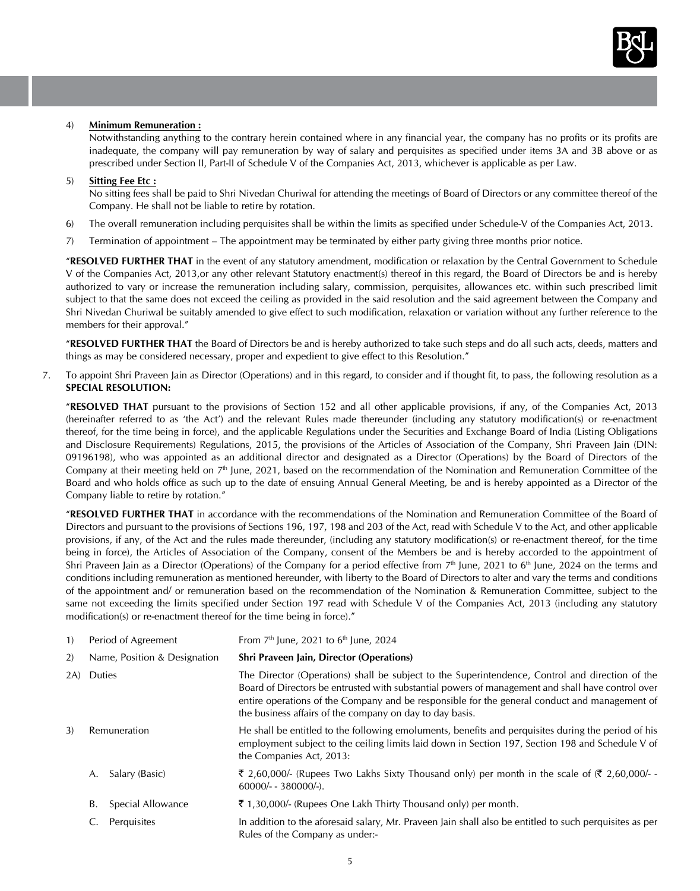4) **Minimum Remuneration :**

Notwithstanding anything to the contrary herein contained where in any financial year, the company has no profits or its profits are inadequate, the company will pay remuneration by way of salary and perquisites as specified under items 3A and 3B above or as prescribed under Section II, Part-II of Schedule V of the Companies Act, 2013, whichever is applicable as per Law.

5) **Sitting Fee Etc :**

No sitting fees shall be paid to Shri Nivedan Churiwal for attending the meetings of Board of Directors or any committee thereof of the Company. He shall not be liable to retire by rotation.

6) The overall remuneration including perquisites shall be within the limits as specified under Schedule-V of the Companies Act, 2013.

7) Termination of appointment – The appointment may be terminated by either party giving three months prior notice.

"**RESOLVED FURTHER THAT** in the event of any statutory amendment, modification or relaxation by the Central Government to Schedule V of the Companies Act, 2013,or any other relevant Statutory enactment(s) thereof in this regard, the Board of Directors be and is hereby authorized to vary or increase the remuneration including salary, commission, perquisites, allowances etc. within such prescribed limit subject to that the same does not exceed the ceiling as provided in the said resolution and the said agreement between the Company and Shri Nivedan Churiwal be suitably amended to give effect to such modification, relaxation or variation without any further reference to the members for their approval."

"**RESOLVED FURTHER THAT** the Board of Directors be and is hereby authorized to take such steps and do all such acts, deeds, matters and things as may be considered necessary, proper and expedient to give effect to this Resolution."

7. To appoint Shri Praveen Jain as Director (Operations) and in this regard, to consider and if thought fit, to pass, the following resolution as a **SPECIAL RESOLUTION:**

"**RESOLVED THAT** pursuant to the provisions of Section 152 and all other applicable provisions, if any, of the Companies Act, 2013 (hereinafter referred to as 'the Act') and the relevant Rules made thereunder (including any statutory modification(s) or re-enactment thereof, for the time being in force), and the applicable Regulations under the Securities and Exchange Board of India (Listing Obligations and Disclosure Requirements) Regulations, 2015, the provisions of the Articles of Association of the Company, Shri Praveen Jain (DIN: 09196198), who was appointed as an additional director and designated as a Director (Operations) by the Board of Directors of the Company at their meeting held on 7th June, 2021, based on the recommendation of the Nomination and Remuneration Committee of the Board and who holds office as such up to the date of ensuing Annual General Meeting, be and is hereby appointed as a Director of the Company liable to retire by rotation."

"**RESOLVED FURTHER THAT** in accordance with the recommendations of the Nomination and Remuneration Committee of the Board of Directors and pursuant to the provisions of Sections 196, 197, 198 and 203 of the Act, read with Schedule V to the Act, and other applicable provisions, if any, of the Act and the rules made thereunder, (including any statutory modification(s) or re-enactment thereof, for the time being in force), the Articles of Association of the Company, consent of the Members be and is hereby accorded to the appointment of Shri Praveen Jain as a Director (Operations) of the Company for a period effective from 7th June, 2021 to 6th June, 2024 on the terms and conditions including remuneration as mentioned hereunder, with liberty to the Board of Directors to alter and vary the terms and conditions of the appointment and/ or remuneration based on the recommendation of the Nomination & Remuneration Committee, subject to the same not exceeding the limits specified under Section 197 read with Schedule V of the Companies Act, 2013 (including any statutory modification(s) or re-enactment thereof for the time being in force)."

| | | |
|---|---|---|
| 1) | Period of Agreement | From 7th June, 2021 to 6th June, 2024 |
| 2) | Name, Position & Designation | **Shri Praveen Jain, Director (Operations)** |
| 2A) | Duties | The Director (Operations) shall be subject to the Superintendence, Control and direction of the Board of Directors be entrusted with substantial powers of management and shall have control over entire operations of the Company and be responsible for the general conduct and management of the business affairs of the company on day to day basis. |
| 3) | Remuneration | He shall be entitled to the following emoluments, benefits and perquisites during the period of his employment subject to the ceiling limits laid down in Section 197, Section 198 and Schedule V of the Companies Act, 2013: |
| | A. Salary (Basic) | ₹ 2,60,000/- (Rupees Two Lakhs Sixty Thousand only) per month in the scale of (₹ 2,60,000/- - 60000/- - 380000/-). |
| | B. Special Allowance | ₹ 1,30,000/- (Rupees One Lakh Thirty Thousand only) per month. |
| | C. Perquisites | In addition to the aforesaid salary, Mr. Praveen Jain shall also be entitled to such perquisites as per Rules of the Company as under:- |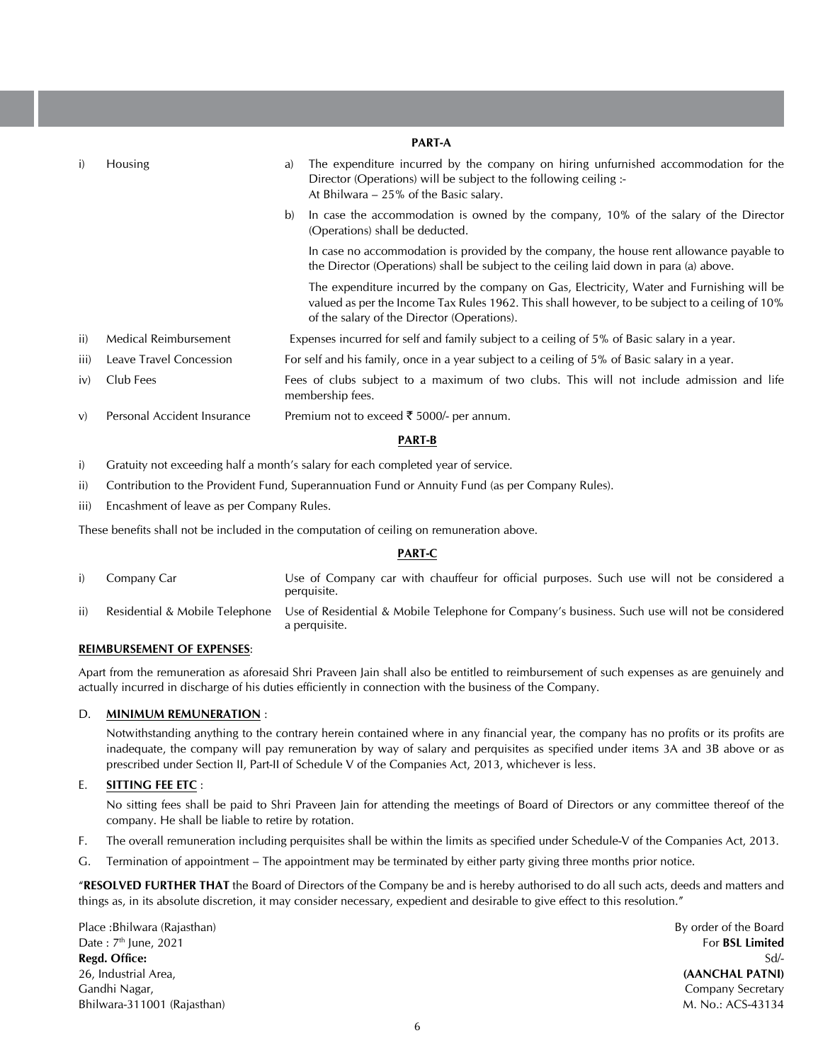**PART-A**

| | | |
|---|---|---|
| i) | Housing | a) The expenditure incurred by the company on hiring unfurnished accommodation for the Director (Operations) will be subject to the following ceiling :-<br>At Bhilwara – 25% of the Basic salary.<br><br>b) In case the accommodation is owned by the company, 10% of the salary of the Director (Operations) shall be deducted.<br><br>In case no accommodation is provided by the company, the house rent allowance payable to the Director (Operations) shall be subject to the ceiling laid down in para (a) above.<br><br>The expenditure incurred by the company on Gas, Electricity, Water and Furnishing will be valued as per the Income Tax Rules 1962. This shall however, to be subject to a ceiling of 10% of the salary of the Director (Operations). |
| ii) | Medical Reimbursement | Expenses incurred for self and family subject to a ceiling of 5% of Basic salary in a year. |
| iii) | Leave Travel Concession | For self and his family, once in a year subject to a ceiling of 5% of Basic salary in a year. |
| iv) | Club Fees | Fees of clubs subject to a maximum of two clubs. This will not include admission and life membership fees. |
| v) | Personal Accident Insurance | Premium not to exceed ₹ 5000/- per annum. |

**PART-B**

i) Gratuity not exceeding half a month's salary for each completed year of service.

ii) Contribution to the Provident Fund, Superannuation Fund or Annuity Fund (as per Company Rules).

iii) Encashment of leave as per Company Rules.

These benefits shall not be included in the computation of ceiling on remuneration above.

**PART-C**

| | | |
|---|---|---|
| i) | Company Car | Use of Company car with chauffeur for official purposes. Such use will not be considered a perquisite. |
| ii) | Residential & Mobile Telephone | Use of Residential & Mobile Telephone for Company's business. Such use will not be considered a perquisite. |

**REIMBURSEMENT OF EXPENSES**:

Apart from the remuneration as aforesaid Shri Praveen Jain shall also be entitled to reimbursement of such expenses as are genuinely and actually incurred in discharge of his duties efficiently in connection with the business of the Company.

D. **MINIMUM REMUNERATION** :

Notwithstanding anything to the contrary herein contained where in any financial year, the company has no profits or its profits are inadequate, the company will pay remuneration by way of salary and perquisites as specified under items 3A and 3B above or as prescribed under Section II, Part-II of Schedule V of the Companies Act, 2013, whichever is less.

E. **SITTING FEE ETC** :

No sitting fees shall be paid to Shri Praveen Jain for attending the meetings of Board of Directors or any committee thereof of the company. He shall be liable to retire by rotation.

F. The overall remuneration including perquisites shall be within the limits as specified under Schedule-V of the Companies Act, 2013.

G. Termination of appointment – The appointment may be terminated by either party giving three months prior notice.

"**RESOLVED FURTHER THAT** the Board of Directors of the Company be and is hereby authorised to do all such acts, deeds and matters and things as, in its absolute discretion, it may consider necessary, expedient and desirable to give effect to this resolution."

Place :Bhilwara (Rajasthan)
Date : 7th June, 2021
**Regd. Office:**
26, Industrial Area,
Gandhi Nagar,
Bhilwara-311001 (Rajasthan)

By order of the Board
For **BSL Limited**
Sd/-
**(AANCHAL PATNI)**
Company Secretary
M. No.: ACS-43134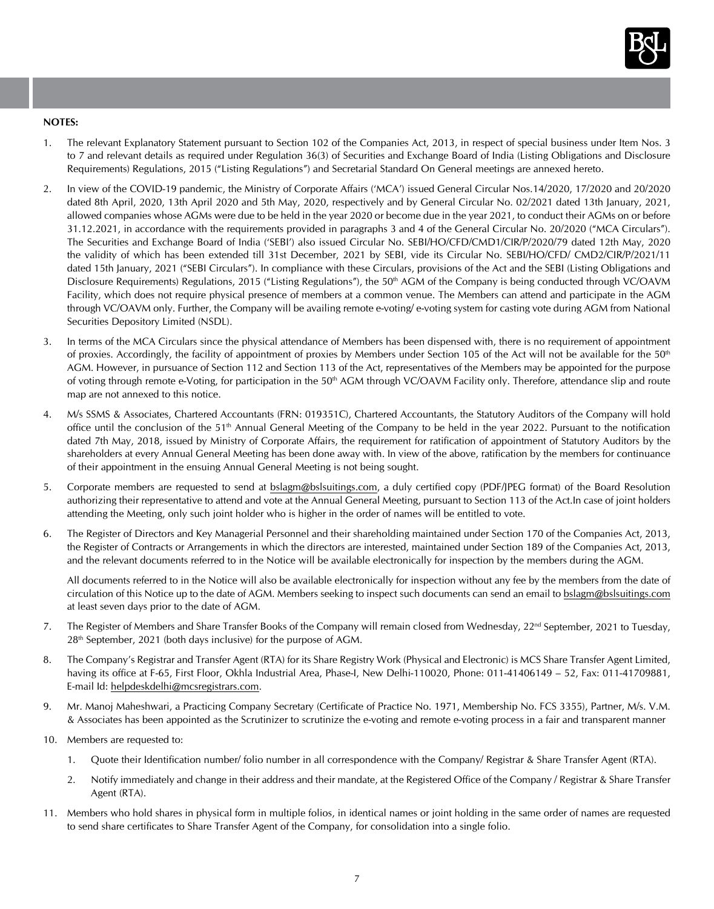**NOTES:**

1. The relevant Explanatory Statement pursuant to Section 102 of the Companies Act, 2013, in respect of special business under Item Nos. 3 to 7 and relevant details as required under Regulation 36(3) of Securities and Exchange Board of India (Listing Obligations and Disclosure Requirements) Regulations, 2015 ("Listing Regulations") and Secretarial Standard On General meetings are annexed hereto.

2. In view of the COVID-19 pandemic, the Ministry of Corporate Affairs ('MCA') issued General Circular Nos.14/2020, 17/2020 and 20/2020 dated 8th April, 2020, 13th April 2020 and 5th May, 2020, respectively and by General Circular No. 02/2021 dated 13th January, 2021, allowed companies whose AGMs were due to be held in the year 2020 or become due in the year 2021, to conduct their AGMs on or before 31.12.2021, in accordance with the requirements provided in paragraphs 3 and 4 of the General Circular No. 20/2020 ("MCA Circulars"). The Securities and Exchange Board of India ('SEBI') also issued Circular No. SEBI/HO/CFD/CMD1/CIR/P/2020/79 dated 12th May, 2020 the validity of which has been extended till 31st December, 2021 by SEBI, vide its Circular No. SEBI/HO/CFD/ CMD2/CIR/P/2021/11 dated 15th January, 2021 ("SEBI Circulars"). In compliance with these Circulars, provisions of the Act and the SEBI (Listing Obligations and Disclosure Requirements) Regulations, 2015 ("Listing Regulations"), the 50th AGM of the Company is being conducted through VC/OAVM Facility, which does not require physical presence of members at a common venue. The Members can attend and participate in the AGM through VC/OAVM only. Further, the Company will be availing remote e-voting/ e-voting system for casting vote during AGM from National Securities Depository Limited (NSDL).

3. In terms of the MCA Circulars since the physical attendance of Members has been dispensed with, there is no requirement of appointment of proxies. Accordingly, the facility of appointment of proxies by Members under Section 105 of the Act will not be available for the 50th AGM. However, in pursuance of Section 112 and Section 113 of the Act, representatives of the Members may be appointed for the purpose of voting through remote e-Voting, for participation in the 50th AGM through VC/OAVM Facility only. Therefore, attendance slip and route map are not annexed to this notice.

4. M/s SSMS & Associates, Chartered Accountants (FRN: 019351C), Chartered Accountants, the Statutory Auditors of the Company will hold office until the conclusion of the 51st Annual General Meeting of the Company to be held in the year 2022. Pursuant to the notification dated 7th May, 2018, issued by Ministry of Corporate Affairs, the requirement for ratification of appointment of Statutory Auditors by the shareholders at every Annual General Meeting has been done away with. In view of the above, ratification by the members for continuance of their appointment in the ensuing Annual General Meeting is not being sought.

5. Corporate members are requested to send at bslagm@bslsuitings.com, a duly certified copy (PDF/JPEG format) of the Board Resolution authorizing their representative to attend and vote at the Annual General Meeting, pursuant to Section 113 of the Act.In case of joint holders attending the Meeting, only such joint holder who is higher in the order of names will be entitled to vote.

6. The Register of Directors and Key Managerial Personnel and their shareholding maintained under Section 170 of the Companies Act, 2013, the Register of Contracts or Arrangements in which the directors are interested, maintained under Section 189 of the Companies Act, 2013, and the relevant documents referred to in the Notice will be available electronically for inspection by the members during the AGM.

   All documents referred to in the Notice will also be available electronically for inspection without any fee by the members from the date of circulation of this Notice up to the date of AGM. Members seeking to inspect such documents can send an email to bslagm@bslsuitings.com at least seven days prior to the date of AGM.

7. The Register of Members and Share Transfer Books of the Company will remain closed from Wednesday, 22nd September, 2021 to Tuesday, 28th September, 2021 (both days inclusive) for the purpose of AGM.

8. The Company's Registrar and Transfer Agent (RTA) for its Share Registry Work (Physical and Electronic) is MCS Share Transfer Agent Limited, having its office at F-65, First Floor, Okhla Industrial Area, Phase-I, New Delhi-110020, Phone: 011-41406149 – 52, Fax: 011-41709881, E-mail Id: helpdeskdelhi@mcsregistrars.com.

9. Mr. Manoj Maheshwari, a Practicing Company Secretary (Certificate of Practice No. 1971, Membership No. FCS 3355), Partner, M/s. V.M. & Associates has been appointed as the Scrutinizer to scrutinize the e-voting and remote e-voting process in a fair and transparent manner

10. Members are requested to:

    1. Quote their Identification number/ folio number in all correspondence with the Company/ Registrar & Share Transfer Agent (RTA).

    2. Notify immediately and change in their address and their mandate, at the Registered Office of the Company / Registrar & Share Transfer Agent (RTA).

11. Members who hold shares in physical form in multiple folios, in identical names or joint holding in the same order of names are requested to send share certificates to Share Transfer Agent of the Company, for consolidation into a single folio.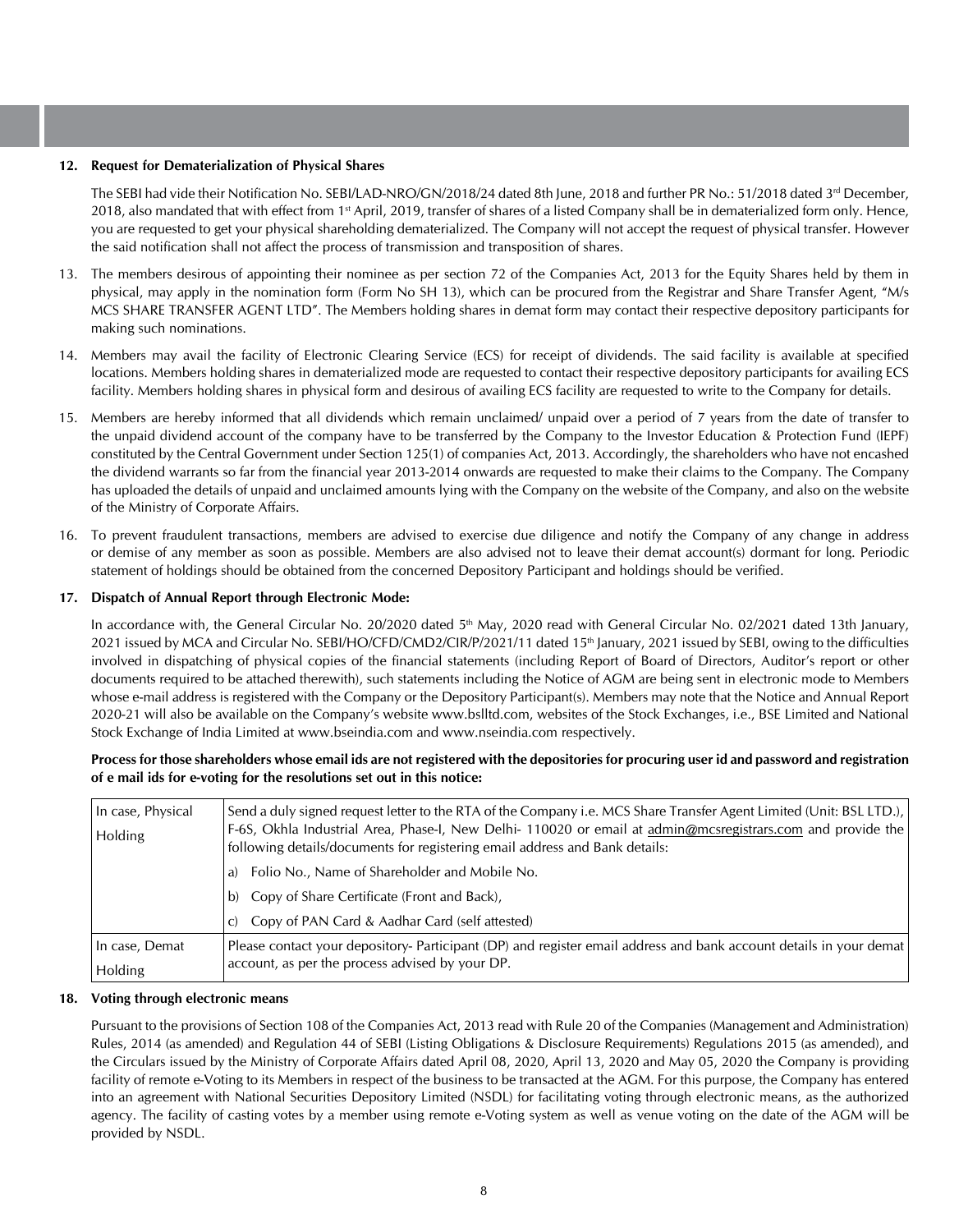**12. Request for Dematerialization of Physical Shares**

The SEBI had vide their Notification No. SEBI/LAD-NRO/GN/2018/24 dated 8th June, 2018 and further PR No.: 51/2018 dated 3rd December, 2018, also mandated that with effect from 1st April, 2019, transfer of shares of a listed Company shall be in dematerialized form only. Hence, you are requested to get your physical shareholding dematerialized. The Company will not accept the request of physical transfer. However the said notification shall not affect the process of transmission and transposition of shares.

13. The members desirous of appointing their nominee as per section 72 of the Companies Act, 2013 for the Equity Shares held by them in physical, may apply in the nomination form (Form No SH 13), which can be procured from the Registrar and Share Transfer Agent, "M/s MCS SHARE TRANSFER AGENT LTD". The Members holding shares in demat form may contact their respective depository participants for making such nominations.

14. Members may avail the facility of Electronic Clearing Service (ECS) for receipt of dividends. The said facility is available at specified locations. Members holding shares in dematerialized mode are requested to contact their respective depository participants for availing ECS facility. Members holding shares in physical form and desirous of availing ECS facility are requested to write to the Company for details.

15. Members are hereby informed that all dividends which remain unclaimed/ unpaid over a period of 7 years from the date of transfer to the unpaid dividend account of the company have to be transferred by the Company to the Investor Education & Protection Fund (IEPF) constituted by the Central Government under Section 125(1) of companies Act, 2013. Accordingly, the shareholders who have not encashed the dividend warrants so far from the financial year 2013-2014 onwards are requested to make their claims to the Company. The Company has uploaded the details of unpaid and unclaimed amounts lying with the Company on the website of the Company, and also on the website of the Ministry of Corporate Affairs.

16. To prevent fraudulent transactions, members are advised to exercise due diligence and notify the Company of any change in address or demise of any member as soon as possible. Members are also advised not to leave their demat account(s) dormant for long. Periodic statement of holdings should be obtained from the concerned Depository Participant and holdings should be verified.

**17. Dispatch of Annual Report through Electronic Mode:**

In accordance with, the General Circular No. 20/2020 dated 5th May, 2020 read with General Circular No. 02/2021 dated 13th January, 2021 issued by MCA and Circular No. SEBI/HO/CFD/CMD2/CIR/P/2021/11 dated 15th January, 2021 issued by SEBI, owing to the difficulties involved in dispatching of physical copies of the financial statements (including Report of Board of Directors, Auditor's report or other documents required to be attached therewith), such statements including the Notice of AGM are being sent in electronic mode to Members whose e-mail address is registered with the Company or the Depository Participant(s). Members may note that the Notice and Annual Report 2020-21 will also be available on the Company's website www.bslltd.com, websites of the Stock Exchanges, i.e., BSE Limited and National Stock Exchange of India Limited at www.bseindia.com and www.nseindia.com respectively.

**Process for those shareholders whose email ids are not registered with the depositories for procuring user id and password and registration of e mail ids for e-voting for the resolutions set out in this notice:**

| | |
|---|---|
| In case, Physical Holding | Send a duly signed request letter to the RTA of the Company i.e. MCS Share Transfer Agent Limited (Unit: BSL LTD.), F-65, Okhla Industrial Area, Phase-I, New Delhi- 110020 or email at admin@mcsregistrars.com and provide the following details/documents for registering email address and Bank details:<br>a) Folio No., Name of Shareholder and Mobile No.<br>b) Copy of Share Certificate (Front and Back),<br>c) Copy of PAN Card & Aadhar Card (self attested) |
| In case, Demat Holding | Please contact your depository- Participant (DP) and register email address and bank account details in your demat account, as per the process advised by your DP. |

**18. Voting through electronic means**

Pursuant to the provisions of Section 108 of the Companies Act, 2013 read with Rule 20 of the Companies (Management and Administration) Rules, 2014 (as amended) and Regulation 44 of SEBI (Listing Obligations & Disclosure Requirements) Regulations 2015 (as amended), and the Circulars issued by the Ministry of Corporate Affairs dated April 08, 2020, April 13, 2020 and May 05, 2020 the Company is providing facility of remote e-Voting to its Members in respect of the business to be transacted at the AGM. For this purpose, the Company has entered into an agreement with National Securities Depository Limited (NSDL) for facilitating voting through electronic means, as the authorized agency. The facility of casting votes by a member using remote e-Voting system as well as venue voting on the date of the AGM will be provided by NSDL.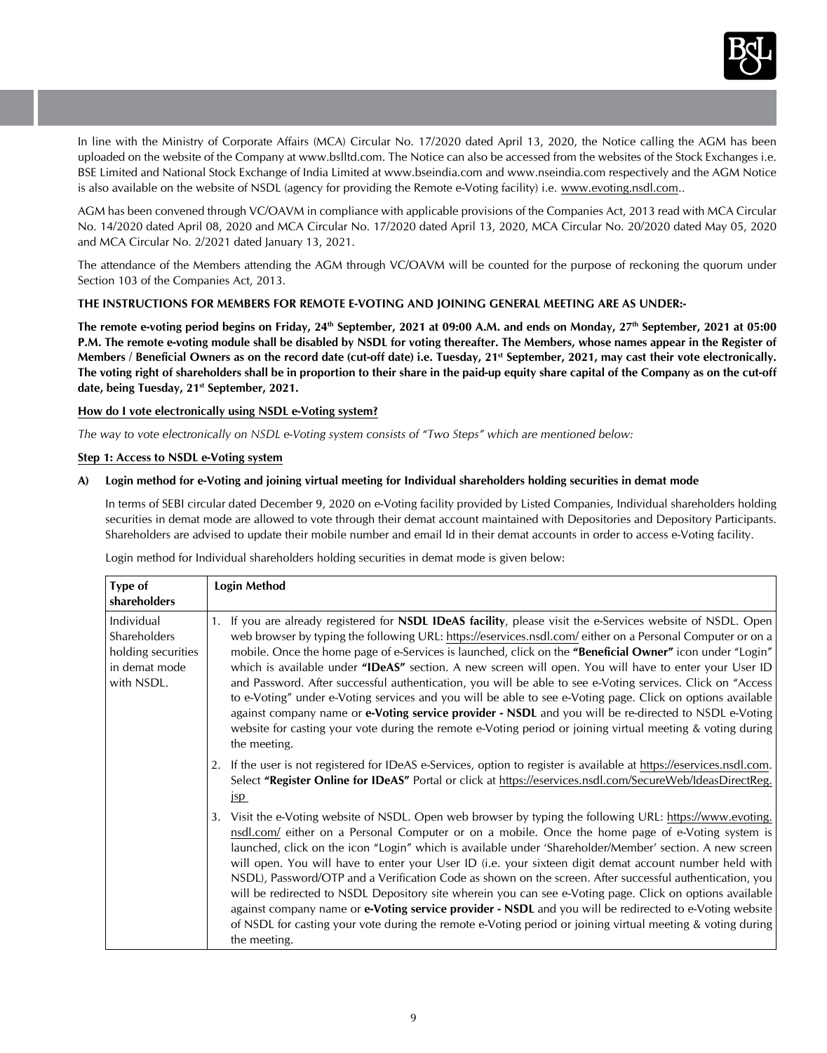In line with the Ministry of Corporate Affairs (MCA) Circular No. 17/2020 dated April 13, 2020, the Notice calling the AGM has been uploaded on the website of the Company at www.bslltd.com. The Notice can also be accessed from the websites of the Stock Exchanges i.e. BSE Limited and National Stock Exchange of India Limited at www.bseindia.com and www.nseindia.com respectively and the AGM Notice is also available on the website of NSDL (agency for providing the Remote e-Voting facility) i.e. www.evoting.nsdl.com..

AGM has been convened through VC/OAVM in compliance with applicable provisions of the Companies Act, 2013 read with MCA Circular No. 14/2020 dated April 08, 2020 and MCA Circular No. 17/2020 dated April 13, 2020, MCA Circular No. 20/2020 dated May 05, 2020 and MCA Circular No. 2/2021 dated January 13, 2021.

The attendance of the Members attending the AGM through VC/OAVM will be counted for the purpose of reckoning the quorum under Section 103 of the Companies Act, 2013.

**THE INSTRUCTIONS FOR MEMBERS FOR REMOTE E-VOTING AND JOINING GENERAL MEETING ARE AS UNDER:-**

**The remote e-voting period begins on Friday, 24th September, 2021 at 09:00 A.M. and ends on Monday, 27th September, 2021 at 05:00 P.M. The remote e-voting module shall be disabled by NSDL for voting thereafter. The Members, whose names appear in the Register of Members / Beneficial Owners as on the record date (cut-off date) i.e. Tuesday, 21st September, 2021, may cast their vote electronically. The voting right of shareholders shall be in proportion to their share in the paid-up equity share capital of the Company as on the cut-off date, being Tuesday, 21st September, 2021.**

**How do I vote electronically using NSDL e-Voting system?**

*The way to vote electronically on NSDL e-Voting system consists of "Two Steps" which are mentioned below:*

**Step 1: Access to NSDL e-Voting system**

**A) Login method for e-Voting and joining virtual meeting for Individual shareholders holding securities in demat mode**

In terms of SEBI circular dated December 9, 2020 on e-Voting facility provided by Listed Companies, Individual shareholders holding securities in demat mode are allowed to vote through their demat account maintained with Depositories and Depository Participants. Shareholders are advised to update their mobile number and email Id in their demat accounts in order to access e-Voting facility.

Login method for Individual shareholders holding securities in demat mode is given below:

| Type of shareholders | Login Method |
|---|---|
| Individual Shareholders holding securities in demat mode with NSDL. | 1. If you are already registered for **NSDL IDeAS facility**, please visit the e-Services website of NSDL. Open web browser by typing the following URL: https://eservices.nsdl.com/ either on a Personal Computer or on a mobile. Once the home page of e-Services is launched, click on the **"Beneficial Owner"** icon under "Login" which is available under **"IDeAS"** section. A new screen will open. You will have to enter your User ID and Password. After successful authentication, you will be able to see e-Voting services. Click on "Access to e-Voting" under e-Voting services and you will be able to see e-Voting page. Click on options available against company name or **e-Voting service provider - NSDL** and you will be re-directed to NSDL e-Voting website for casting your vote during the remote e-Voting period or joining virtual meeting & voting during the meeting.<br><br>2. If the user is not registered for IDeAS e-Services, option to register is available at https://eservices.nsdl.com. Select **"Register Online for IDeAS"** Portal or click at https://eservices.nsdl.com/SecureWeb/IdeasDirectReg.jsp<br><br>3. Visit the e-Voting website of NSDL. Open web browser by typing the following URL: https://www.evoting.nsdl.com/ either on a Personal Computer or on a mobile. Once the home page of e-Voting system is launched, click on the icon "Login" which is available under 'Shareholder/Member' section. A new screen will open. You will have to enter your User ID (i.e. your sixteen digit demat account number held with NSDL), Password/OTP and a Verification Code as shown on the screen. After successful authentication, you will be redirected to NSDL Depository site wherein you can see e-Voting page. Click on options available against company name or **e-Voting service provider - NSDL** and you will be redirected to e-Voting website of NSDL for casting your vote during the remote e-Voting period or joining virtual meeting & voting during the meeting. |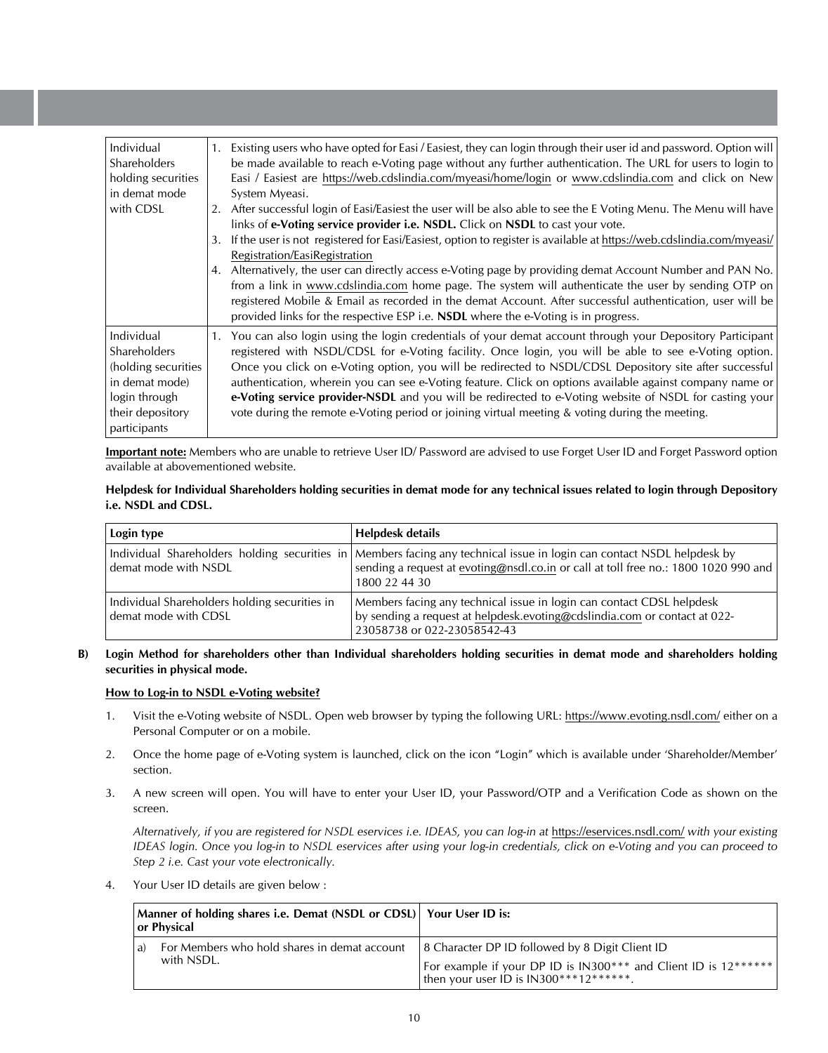| | |
|---|---|
| Individual Shareholders holding securities in demat mode with CDSL | 1. Existing users who have opted for Easi / Easiest, they can login through their user id and password. Option will be made available to reach e-Voting page without any further authentication. The URL for users to login to Easi / Easiest are https://web.cdslindia.com/myeasi/home/login or www.cdslindia.com and click on New System Myeasi.<br>2. After successful login of Easi/Easiest the user will be also able to see the E Voting Menu. The Menu will have links of **e-Voting service provider i.e. NSDL.** Click on **NSDL** to cast your vote.<br>3. If the user is not registered for Easi/Easiest, option to register is available at https://web.cdslindia.com/myeasi/Registration/EasiRegistration<br>4. Alternatively, the user can directly access e-Voting page by providing demat Account Number and PAN No. from a link in www.cdslindia.com home page. The system will authenticate the user by sending OTP on registered Mobile & Email as recorded in the demat Account. After successful authentication, user will be provided links for the respective ESP i.e. **NSDL** where the e-Voting is in progress. |
| Individual Shareholders (holding securities in demat mode) login through their depository participants | 1. You can also login using the login credentials of your demat account through your Depository Participant registered with NSDL/CDSL for e-Voting facility. Once login, you will be able to see e-Voting option. Once you click on e-Voting option, you will be redirected to NSDL/CDSL Depository site after successful authentication, wherein you can see e-Voting feature. Click on options available against company name or **e-Voting service provider-NSDL** and you will be redirected to e-Voting website of NSDL for casting your vote during the remote e-Voting period or joining virtual meeting & voting during the meeting. |

**Important note:** Members who are unable to retrieve User ID/ Password are advised to use Forget User ID and Forget Password option available at abovementioned website.

**Helpdesk for Individual Shareholders holding securities in demat mode for any technical issues related to login through Depository i.e. NSDL and CDSL.**

| Login type | Helpdesk details |
|---|---|
| Individual Shareholders holding securities in demat mode with NSDL | Members facing any technical issue in login can contact NSDL helpdesk by sending a request at evoting@nsdl.co.in or call at toll free no.: 1800 1020 990 and 1800 22 44 30 |
| Individual Shareholders holding securities in demat mode with CDSL | Members facing any technical issue in login can contact CDSL helpdesk by sending a request at helpdesk.evoting@cdslindia.com or contact at 022-23058738 or 022-23058542-43 |

**B) Login Method for shareholders other than Individual shareholders holding securities in demat mode and shareholders holding securities in physical mode.**

**How to Log-in to NSDL e-Voting website?**

1. Visit the e-Voting website of NSDL. Open web browser by typing the following URL: https://www.evoting.nsdl.com/ either on a Personal Computer or on a mobile.

2. Once the home page of e-Voting system is launched, click on the icon "Login" which is available under 'Shareholder/Member' section.

3. A new screen will open. You will have to enter your User ID, your Password/OTP and a Verification Code as shown on the screen.

   *Alternatively, if you are registered for NSDL eservices i.e. IDEAS, you can log-in at* https://eservices.nsdl.com/ *with your existing IDEAS login. Once you log-in to NSDL eservices after using your log-in credentials, click on e-Voting and you can proceed to Step 2 i.e. Cast your vote electronically.*

4. Your User ID details are given below :

| Manner of holding shares i.e. Demat (NSDL or CDSL) or Physical | Your User ID is: |
|---|---|
| a) For Members who hold shares in demat account with NSDL. | 8 Character DP ID followed by 8 Digit Client ID<br>For example if your DP ID is IN300*** and Client ID is 12****** then your user ID is IN300***12******. |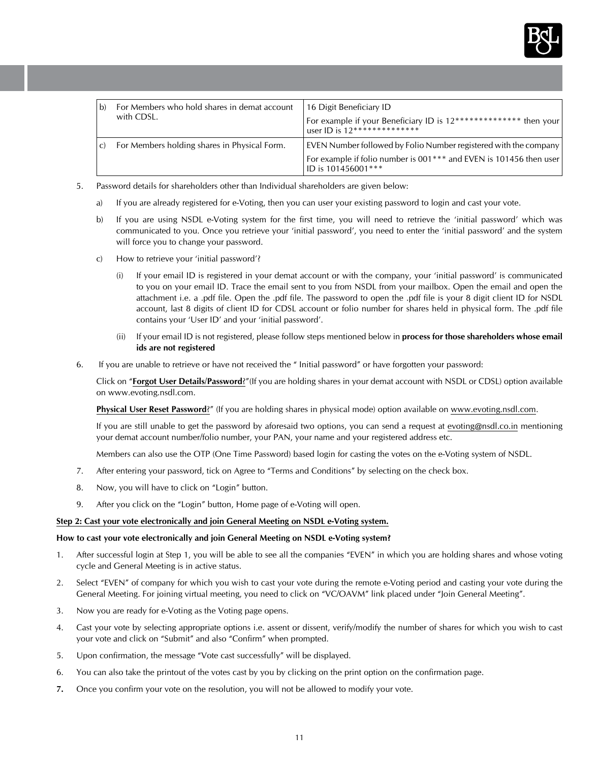| | | |
|---|---|---|
| b) | For Members who hold shares in demat account with CDSL. | 16 Digit Beneficiary ID<br>For example if your Beneficiary ID is 12************** then your user ID is 12************** |
| c) | For Members holding shares in Physical Form. | EVEN Number followed by Folio Number registered with the company<br>For example if folio number is 001*** and EVEN is 101456 then user ID is 101456001*** |

5. Password details for shareholders other than Individual shareholders are given below:

   a) If you are already registered for e-Voting, then you can user your existing password to login and cast your vote.

   b) If you are using NSDL e-Voting system for the first time, you will need to retrieve the 'initial password' which was communicated to you. Once you retrieve your 'initial password', you need to enter the 'initial password' and the system will force you to change your password.

   c) How to retrieve your 'initial password'?

      (i) If your email ID is registered in your demat account or with the company, your 'initial password' is communicated to you on your email ID. Trace the email sent to you from NSDL from your mailbox. Open the email and open the attachment i.e. a .pdf file. Open the .pdf file. The password to open the .pdf file is your 8 digit client ID for NSDL account, last 8 digits of client ID for CDSL account or folio number for shares held in physical form. The .pdf file contains your 'User ID' and your 'initial password'.

      (ii) If your email ID is not registered, please follow steps mentioned below in **process for those shareholders whose email ids are not registered**

6. If you are unable to retrieve or have not received the " Initial password" or have forgotten your password:

   Click on "**Forgot User Details/Password**?"(If you are holding shares in your demat account with NSDL or CDSL) option available on www.evoting.nsdl.com.

   **Physical User Reset Password**?" (If you are holding shares in physical mode) option available on www.evoting.nsdl.com.

   If you are still unable to get the password by aforesaid two options, you can send a request at evoting@nsdl.co.in mentioning your demat account number/folio number, your PAN, your name and your registered address etc.

   Members can also use the OTP (One Time Password) based login for casting the votes on the e-Voting system of NSDL.

7. After entering your password, tick on Agree to "Terms and Conditions" by selecting on the check box.

8. Now, you will have to click on "Login" button.

9. After you click on the "Login" button, Home page of e-Voting will open.

**Step 2: Cast your vote electronically and join General Meeting on NSDL e-Voting system.**

**How to cast your vote electronically and join General Meeting on NSDL e-Voting system?**

1. After successful login at Step 1, you will be able to see all the companies "EVEN" in which you are holding shares and whose voting cycle and General Meeting is in active status.
2. Select "EVEN" of company for which you wish to cast your vote during the remote e-Voting period and casting your vote during the General Meeting. For joining virtual meeting, you need to click on "VC/OAVM" link placed under "Join General Meeting".
3. Now you are ready for e-Voting as the Voting page opens.
4. Cast your vote by selecting appropriate options i.e. assent or dissent, verify/modify the number of shares for which you wish to cast your vote and click on "Submit" and also "Confirm" when prompted.
5. Upon confirmation, the message "Vote cast successfully" will be displayed.
6. You can also take the printout of the votes cast by you by clicking on the print option on the confirmation page.
7. Once you confirm your vote on the resolution, you will not be allowed to modify your vote.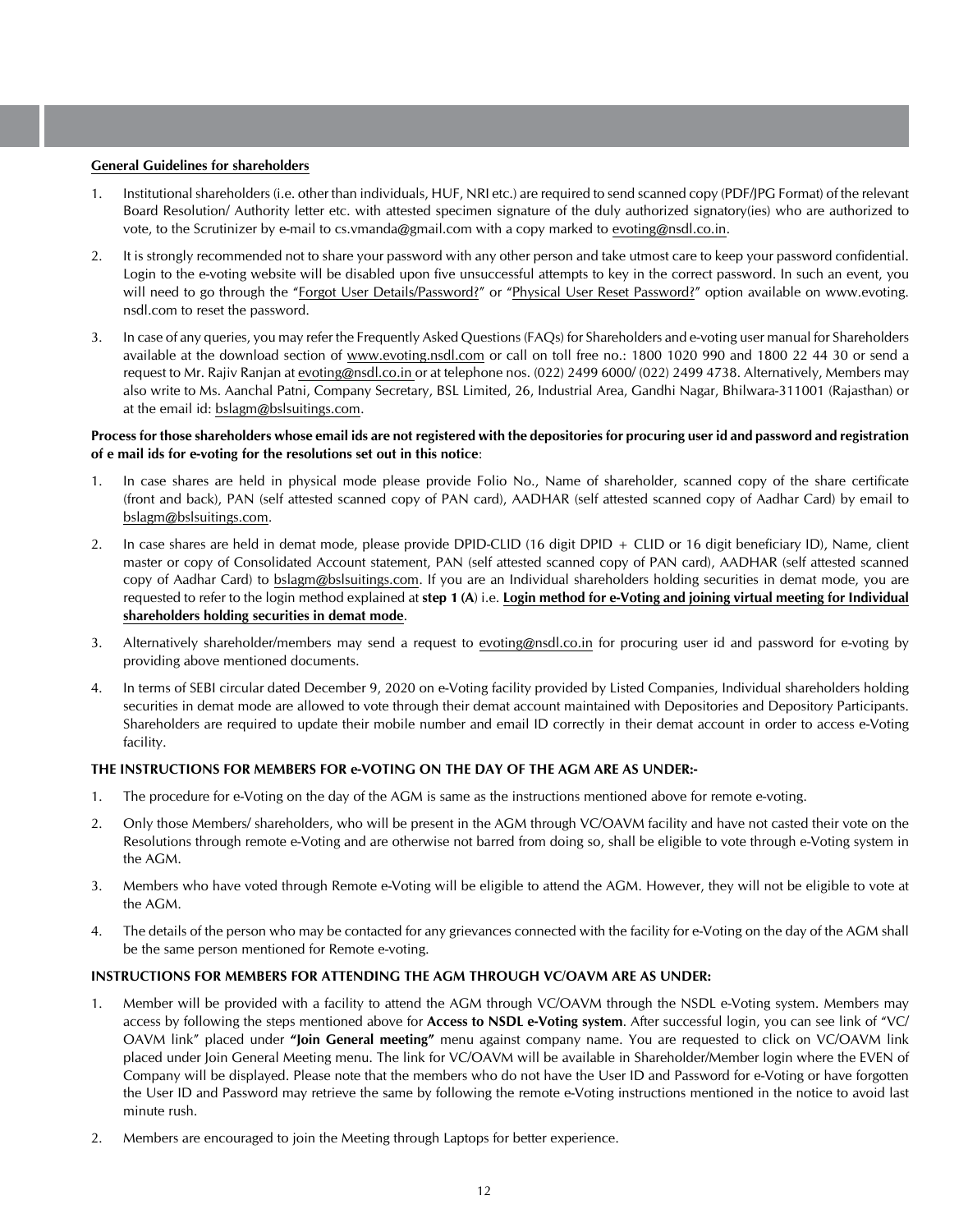**General Guidelines for shareholders**

1. Institutional shareholders (i.e. other than individuals, HUF, NRI etc.) are required to send scanned copy (PDF/JPG Format) of the relevant Board Resolution/ Authority letter etc. with attested specimen signature of the duly authorized signatory(ies) who are authorized to vote, to the Scrutinizer by e-mail to cs.vmanda@gmail.com with a copy marked to evoting@nsdl.co.in.

2. It is strongly recommended not to share your password with any other person and take utmost care to keep your password confidential. Login to the e-voting website will be disabled upon five unsuccessful attempts to key in the correct password. In such an event, you will need to go through the "Forgot User Details/Password?" or "Physical User Reset Password?" option available on www.evoting.nsdl.com to reset the password.

3. In case of any queries, you may refer the Frequently Asked Questions (FAQs) for Shareholders and e-voting user manual for Shareholders available at the download section of www.evoting.nsdl.com or call on toll free no.: 1800 1020 990 and 1800 22 44 30 or send a request to Mr. Rajiv Ranjan at evoting@nsdl.co.in or at telephone nos. (022) 2499 6000/ (022) 2499 4738. Alternatively, Members may also write to Ms. Aanchal Patni, Company Secretary, BSL Limited, 26, Industrial Area, Gandhi Nagar, Bhilwara-311001 (Rajasthan) or at the email id: bslagm@bslsuitings.com.

**Process for those shareholders whose email ids are not registered with the depositories for procuring user id and password and registration of e mail ids for e-voting for the resolutions set out in this notice**:

1. In case shares are held in physical mode please provide Folio No., Name of shareholder, scanned copy of the share certificate (front and back), PAN (self attested scanned copy of PAN card), AADHAR (self attested scanned copy of Aadhar Card) by email to bslagm@bslsuitings.com.

2. In case shares are held in demat mode, please provide DPID-CLID (16 digit DPID + CLID or 16 digit beneficiary ID), Name, client master or copy of Consolidated Account statement, PAN (self attested scanned copy of PAN card), AADHAR (self attested scanned copy of Aadhar Card) to bslagm@bslsuitings.com. If you are an Individual shareholders holding securities in demat mode, you are requested to refer to the login method explained at **step 1 (A**) i.e. **Login method for e-Voting and joining virtual meeting for Individual shareholders holding securities in demat mode**.

3. Alternatively shareholder/members may send a request to evoting@nsdl.co.in for procuring user id and password for e-voting by providing above mentioned documents.

4. In terms of SEBI circular dated December 9, 2020 on e-Voting facility provided by Listed Companies, Individual shareholders holding securities in demat mode are allowed to vote through their demat account maintained with Depositories and Depository Participants. Shareholders are required to update their mobile number and email ID correctly in their demat account in order to access e-Voting facility.

**THE INSTRUCTIONS FOR MEMBERS FOR e-VOTING ON THE DAY OF THE AGM ARE AS UNDER:-**

1. The procedure for e-Voting on the day of the AGM is same as the instructions mentioned above for remote e-voting.

2. Only those Members/ shareholders, who will be present in the AGM through VC/OAVM facility and have not casted their vote on the Resolutions through remote e-Voting and are otherwise not barred from doing so, shall be eligible to vote through e-Voting system in the AGM.

3. Members who have voted through Remote e-Voting will be eligible to attend the AGM. However, they will not be eligible to vote at the AGM.

4. The details of the person who may be contacted for any grievances connected with the facility for e-Voting on the day of the AGM shall be the same person mentioned for Remote e-voting.

**INSTRUCTIONS FOR MEMBERS FOR ATTENDING THE AGM THROUGH VC/OAVM ARE AS UNDER:**

1. Member will be provided with a facility to attend the AGM through VC/OAVM through the NSDL e-Voting system. Members may access by following the steps mentioned above for **Access to NSDL e-Voting system**. After successful login, you can see link of "VC/OAVM link" placed under **"Join General meeting"** menu against company name. You are requested to click on VC/OAVM link placed under Join General Meeting menu. The link for VC/OAVM will be available in Shareholder/Member login where the EVEN of Company will be displayed. Please note that the members who do not have the User ID and Password for e-Voting or have forgotten the User ID and Password may retrieve the same by following the remote e-Voting instructions mentioned in the notice to avoid last minute rush.

2. Members are encouraged to join the Meeting through Laptops for better experience.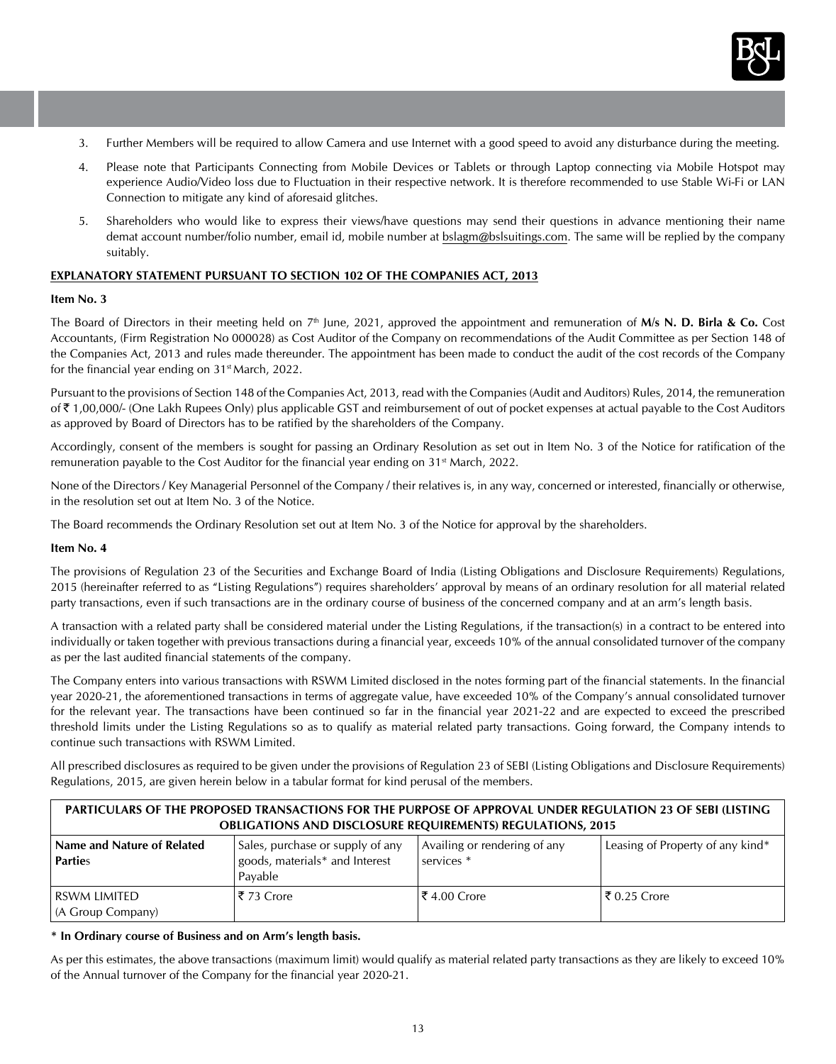3. Further Members will be required to allow Camera and use Internet with a good speed to avoid any disturbance during the meeting.

4. Please note that Participants Connecting from Mobile Devices or Tablets or through Laptop connecting via Mobile Hotspot may experience Audio/Video loss due to Fluctuation in their respective network. It is therefore recommended to use Stable Wi-Fi or LAN Connection to mitigate any kind of aforesaid glitches.

5. Shareholders who would like to express their views/have questions may send their questions in advance mentioning their name demat account number/folio number, email id, mobile number at bslagm@bslsuitings.com. The same will be replied by the company suitably.

## EXPLANATORY STATEMENT PURSUANT TO SECTION 102 OF THE COMPANIES ACT, 2013

### Item No. 3

The Board of Directors in their meeting held on 7th June, 2021, approved the appointment and remuneration of **M/s N. D. Birla & Co.** Cost Accountants, (Firm Registration No 000028) as Cost Auditor of the Company on recommendations of the Audit Committee as per Section 148 of the Companies Act, 2013 and rules made thereunder. The appointment has been made to conduct the audit of the cost records of the Company for the financial year ending on 31st March, 2022.

Pursuant to the provisions of Section 148 of the Companies Act, 2013, read with the Companies (Audit and Auditors) Rules, 2014, the remuneration of ₹ 1,00,000/- (One Lakh Rupees Only) plus applicable GST and reimbursement of out of pocket expenses at actual payable to the Cost Auditors as approved by Board of Directors has to be ratified by the shareholders of the Company.

Accordingly, consent of the members is sought for passing an Ordinary Resolution as set out in Item No. 3 of the Notice for ratification of the remuneration payable to the Cost Auditor for the financial year ending on 31st March, 2022.

None of the Directors / Key Managerial Personnel of the Company / their relatives is, in any way, concerned or interested, financially or otherwise, in the resolution set out at Item No. 3 of the Notice.

The Board recommends the Ordinary Resolution set out at Item No. 3 of the Notice for approval by the shareholders.

### Item No. 4

The provisions of Regulation 23 of the Securities and Exchange Board of India (Listing Obligations and Disclosure Requirements) Regulations, 2015 (hereinafter referred to as "Listing Regulations") requires shareholders' approval by means of an ordinary resolution for all material related party transactions, even if such transactions are in the ordinary course of business of the concerned company and at an arm's length basis.

A transaction with a related party shall be considered material under the Listing Regulations, if the transaction(s) in a contract to be entered into individually or taken together with previous transactions during a financial year, exceeds 10% of the annual consolidated turnover of the company as per the last audited financial statements of the company.

The Company enters into various transactions with RSWM Limited disclosed in the notes forming part of the financial statements. In the financial year 2020-21, the aforementioned transactions in terms of aggregate value, have exceeded 10% of the Company's annual consolidated turnover for the relevant year. The transactions have been continued so far in the financial year 2021-22 and are expected to exceed the prescribed threshold limits under the Listing Regulations so as to qualify as material related party transactions. Going forward, the Company intends to continue such transactions with RSWM Limited.

All prescribed disclosures as required to be given under the provisions of Regulation 23 of SEBI (Listing Obligations and Disclosure Requirements) Regulations, 2015, are given herein below in a tabular format for kind perusal of the members.

**PARTICULARS OF THE PROPOSED TRANSACTIONS FOR THE PURPOSE OF APPROVAL UNDER REGULATION 23 OF SEBI (LISTING OBLIGATIONS AND DISCLOSURE REQUIREMENTS) REGULATIONS, 2015**

| **Name and Nature of Related Parties** | Sales, purchase or supply of any goods, materials* and Interest Payable | Availing or rendering of any services * | Leasing of Property of any kind* |
|---|---|---|---|
| RSWM LIMITED (A Group Company) | ₹ 73 Crore | ₹ 4.00 Crore | ₹ 0.25 Crore |

**\* In Ordinary course of Business and on Arm's length basis.**

As per this estimates, the above transactions (maximum limit) would qualify as material related party transactions as they are likely to exceed 10% of the Annual turnover of the Company for the financial year 2020-21.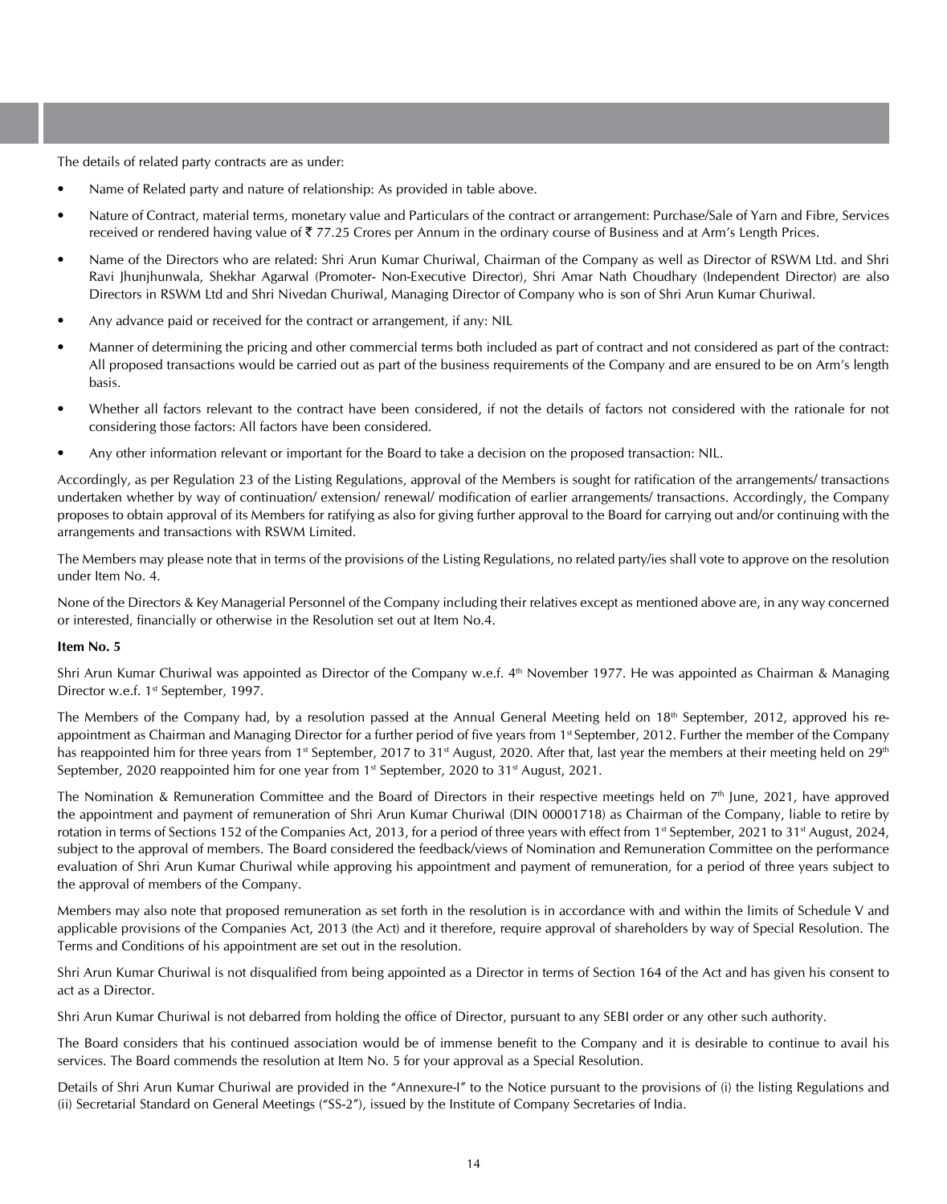The details of related party contracts are as under:

- Name of Related party and nature of relationship: As provided in table above.
- Nature of Contract, material terms, monetary value and Particulars of the contract or arrangement: Purchase/Sale of Yarn and Fibre, Services received or rendered having value of ₹ 77.25 Crores per Annum in the ordinary course of Business and at Arm's Length Prices.
- Name of the Directors who are related: Shri Arun Kumar Churiwal, Chairman of the Company as well as Director of RSWM Ltd. and Shri Ravi Jhunjhunwala, Shekhar Agarwal (Promoter- Non-Executive Director), Shri Amar Nath Choudhary (Independent Director) are also Directors in RSWM Ltd and Shri Nivedan Churiwal, Managing Director of Company who is son of Shri Arun Kumar Churiwal.
- Any advance paid or received for the contract or arrangement, if any: NIL
- Manner of determining the pricing and other commercial terms both included as part of contract and not considered as part of the contract: All proposed transactions would be carried out as part of the business requirements of the Company and are ensured to be on Arm's length basis.
- Whether all factors relevant to the contract have been considered, if not the details of factors not considered with the rationale for not considering those factors: All factors have been considered.
- Any other information relevant or important for the Board to take a decision on the proposed transaction: NIL.

Accordingly, as per Regulation 23 of the Listing Regulations, approval of the Members is sought for ratification of the arrangements/ transactions undertaken whether by way of continuation/ extension/ renewal/ modification of earlier arrangements/ transactions. Accordingly, the Company proposes to obtain approval of its Members for ratifying as also for giving further approval to the Board for carrying out and/or continuing with the arrangements and transactions with RSWM Limited.

The Members may please note that in terms of the provisions of the Listing Regulations, no related party/ies shall vote to approve on the resolution under Item No. 4.

None of the Directors & Key Managerial Personnel of the Company including their relatives except as mentioned above are, in any way concerned or interested, financially or otherwise in the Resolution set out at Item No.4.

**Item No. 5**

Shri Arun Kumar Churiwal was appointed as Director of the Company w.e.f. 4th November 1977. He was appointed as Chairman & Managing Director w.e.f. 1st September, 1997.

The Members of the Company had, by a resolution passed at the Annual General Meeting held on 18th September, 2012, approved his re-appointment as Chairman and Managing Director for a further period of five years from 1st September, 2012. Further the member of the Company has reappointed him for three years from 1st September, 2017 to 31st August, 2020. After that, last year the members at their meeting held on 29th September, 2020 reappointed him for one year from 1st September, 2020 to 31st August, 2021.

The Nomination & Remuneration Committee and the Board of Directors in their respective meetings held on 7th June, 2021, have approved the appointment and payment of remuneration of Shri Arun Kumar Churiwal (DIN 00001718) as Chairman of the Company, liable to retire by rotation in terms of Sections 152 of the Companies Act, 2013, for a period of three years with effect from 1st September, 2021 to 31st August, 2024, subject to the approval of members. The Board considered the feedback/views of Nomination and Remuneration Committee on the performance evaluation of Shri Arun Kumar Churiwal while approving his appointment and payment of remuneration, for a period of three years subject to the approval of members of the Company.

Members may also note that proposed remuneration as set forth in the resolution is in accordance with and within the limits of Schedule V and applicable provisions of the Companies Act, 2013 (the Act) and it therefore, require approval of shareholders by way of Special Resolution. The Terms and Conditions of his appointment are set out in the resolution.

Shri Arun Kumar Churiwal is not disqualified from being appointed as a Director in terms of Section 164 of the Act and has given his consent to act as a Director.

Shri Arun Kumar Churiwal is not debarred from holding the office of Director, pursuant to any SEBI order or any other such authority.

The Board considers that his continued association would be of immense benefit to the Company and it is desirable to continue to avail his services. The Board commends the resolution at Item No. 5 for your approval as a Special Resolution.

Details of Shri Arun Kumar Churiwal are provided in the "Annexure-I" to the Notice pursuant to the provisions of (i) the listing Regulations and (ii) Secretarial Standard on General Meetings ("SS-2"), issued by the Institute of Company Secretaries of India.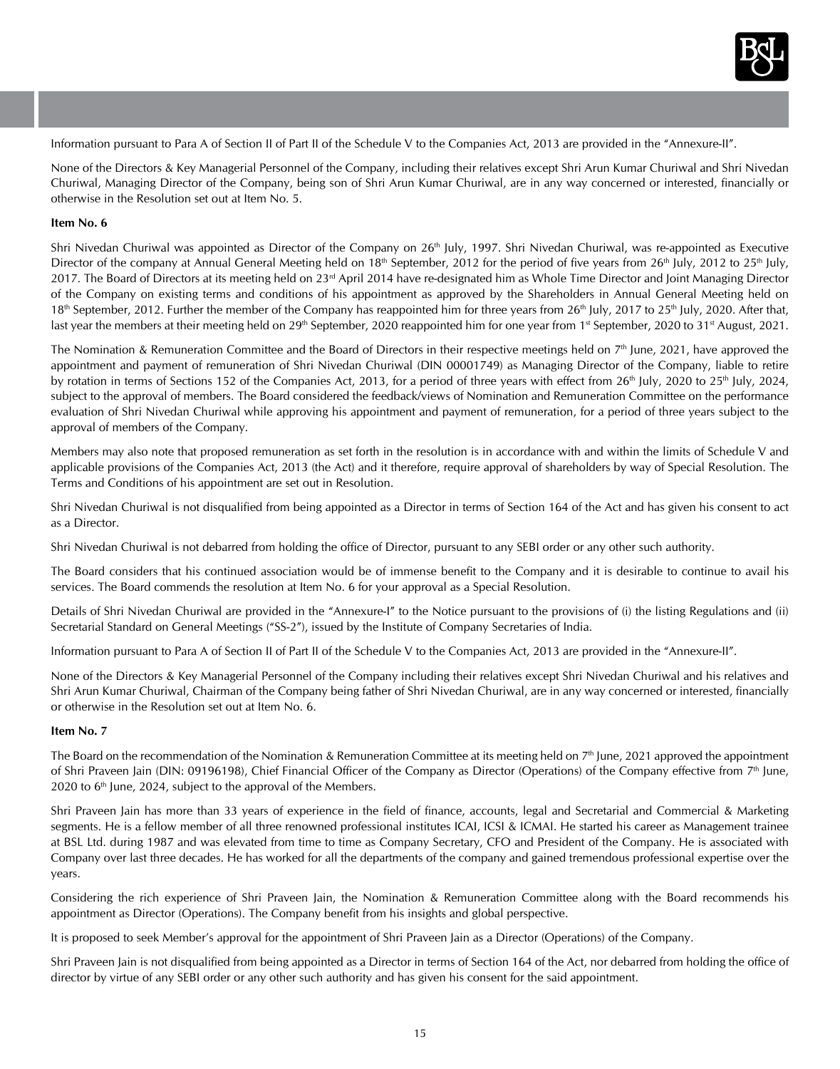Information pursuant to Para A of Section II of Part II of the Schedule V to the Companies Act, 2013 are provided in the "Annexure-II".

None of the Directors & Key Managerial Personnel of the Company, including their relatives except Shri Arun Kumar Churiwal and Shri Nivedan Churiwal, Managing Director of the Company, being son of Shri Arun Kumar Churiwal, are in any way concerned or interested, financially or otherwise in the Resolution set out at Item No. 5.

**Item No. 6**

Shri Nivedan Churiwal was appointed as Director of the Company on 26th July, 1997. Shri Nivedan Churiwal, was re-appointed as Executive Director of the company at Annual General Meeting held on 18th September, 2012 for the period of five years from 26th July, 2012 to 25th July, 2017. The Board of Directors at its meeting held on 23rd April 2014 have re-designated him as Whole Time Director and Joint Managing Director of the Company on existing terms and conditions of his appointment as approved by the Shareholders in Annual General Meeting held on 18th September, 2012. Further the member of the Company has reappointed him for three years from 26th July, 2017 to 25th July, 2020. After that, last year the members at their meeting held on 29th September, 2020 reappointed him for one year from 1st September, 2020 to 31st August, 2021.

The Nomination & Remuneration Committee and the Board of Directors in their respective meetings held on 7th June, 2021, have approved the appointment and payment of remuneration of Shri Nivedan Churiwal (DIN 00001749) as Managing Director of the Company, liable to retire by rotation in terms of Sections 152 of the Companies Act, 2013, for a period of three years with effect from 26th July, 2020 to 25th July, 2024, subject to the approval of members. The Board considered the feedback/views of Nomination and Remuneration Committee on the performance evaluation of Shri Nivedan Churiwal while approving his appointment and payment of remuneration, for a period of three years subject to the approval of members of the Company.

Members may also note that proposed remuneration as set forth in the resolution is in accordance with and within the limits of Schedule V and applicable provisions of the Companies Act, 2013 (the Act) and it therefore, require approval of shareholders by way of Special Resolution. The Terms and Conditions of his appointment are set out in Resolution.

Shri Nivedan Churiwal is not disqualified from being appointed as a Director in terms of Section 164 of the Act and has given his consent to act as a Director.

Shri Nivedan Churiwal is not debarred from holding the office of Director, pursuant to any SEBI order or any other such authority.

The Board considers that his continued association would be of immense benefit to the Company and it is desirable to continue to avail his services. The Board commends the resolution at Item No. 6 for your approval as a Special Resolution.

Details of Shri Nivedan Churiwal are provided in the "Annexure-I" to the Notice pursuant to the provisions of (i) the listing Regulations and (ii) Secretarial Standard on General Meetings ("SS-2"), issued by the Institute of Company Secretaries of India.

Information pursuant to Para A of Section II of Part II of the Schedule V to the Companies Act, 2013 are provided in the "Annexure-II".

None of the Directors & Key Managerial Personnel of the Company including their relatives except Shri Nivedan Churiwal and his relatives and Shri Arun Kumar Churiwal, Chairman of the Company being father of Shri Nivedan Churiwal, are in any way concerned or interested, financially or otherwise in the Resolution set out at Item No. 6.

**Item No. 7**

The Board on the recommendation of the Nomination & Remuneration Committee at its meeting held on 7th June, 2021 approved the appointment of Shri Praveen Jain (DIN: 09196198), Chief Financial Officer of the Company as Director (Operations) of the Company effective from 7th June, 2020 to 6th June, 2024, subject to the approval of the Members.

Shri Praveen Jain has more than 33 years of experience in the field of finance, accounts, legal and Secretarial and Commercial & Marketing segments. He is a fellow member of all three renowned professional institutes ICAI, ICSI & ICMAI. He started his career as Management trainee at BSL Ltd. during 1987 and was elevated from time to time as Company Secretary, CFO and President of the Company. He is associated with Company over last three decades. He has worked for all the departments of the company and gained tremendous professional expertise over the years.

Considering the rich experience of Shri Praveen Jain, the Nomination & Remuneration Committee along with the Board recommends his appointment as Director (Operations). The Company benefit from his insights and global perspective.

It is proposed to seek Member's approval for the appointment of Shri Praveen Jain as a Director (Operations) of the Company.

Shri Praveen Jain is not disqualified from being appointed as a Director in terms of Section 164 of the Act, nor debarred from holding the office of director by virtue of any SEBI order or any other such authority and has given his consent for the said appointment.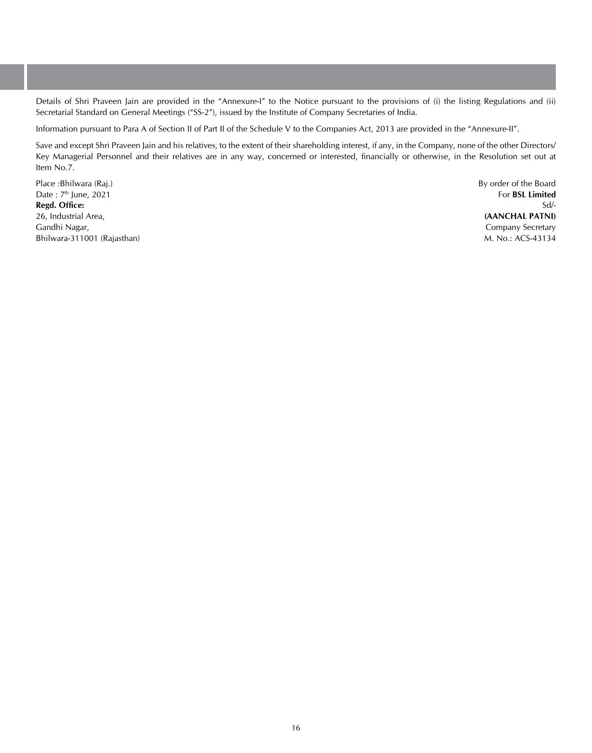Details of Shri Praveen Jain are provided in the "Annexure-I" to the Notice pursuant to the provisions of (i) the listing Regulations and (ii) Secretarial Standard on General Meetings ("SS-2"), issued by the Institute of Company Secretaries of India.

Information pursuant to Para A of Section II of Part II of the Schedule V to the Companies Act, 2013 are provided in the "Annexure-II".

Save and except Shri Praveen Jain and his relatives, to the extent of their shareholding interest, if any, in the Company, none of the other Directors/ Key Managerial Personnel and their relatives are in any way, concerned or interested, financially or otherwise, in the Resolution set out at Item No.7.

Place :Bhilwara (Raj.)
Date : 7th June, 2021
**Regd. Office:**
26, Industrial Area,
Gandhi Nagar,
Bhilwara-311001 (Rajasthan)

By order of the Board
For **BSL Limited**
Sd/-
**(AANCHAL PATNI)**
Company Secretary
M. No.: ACS-43134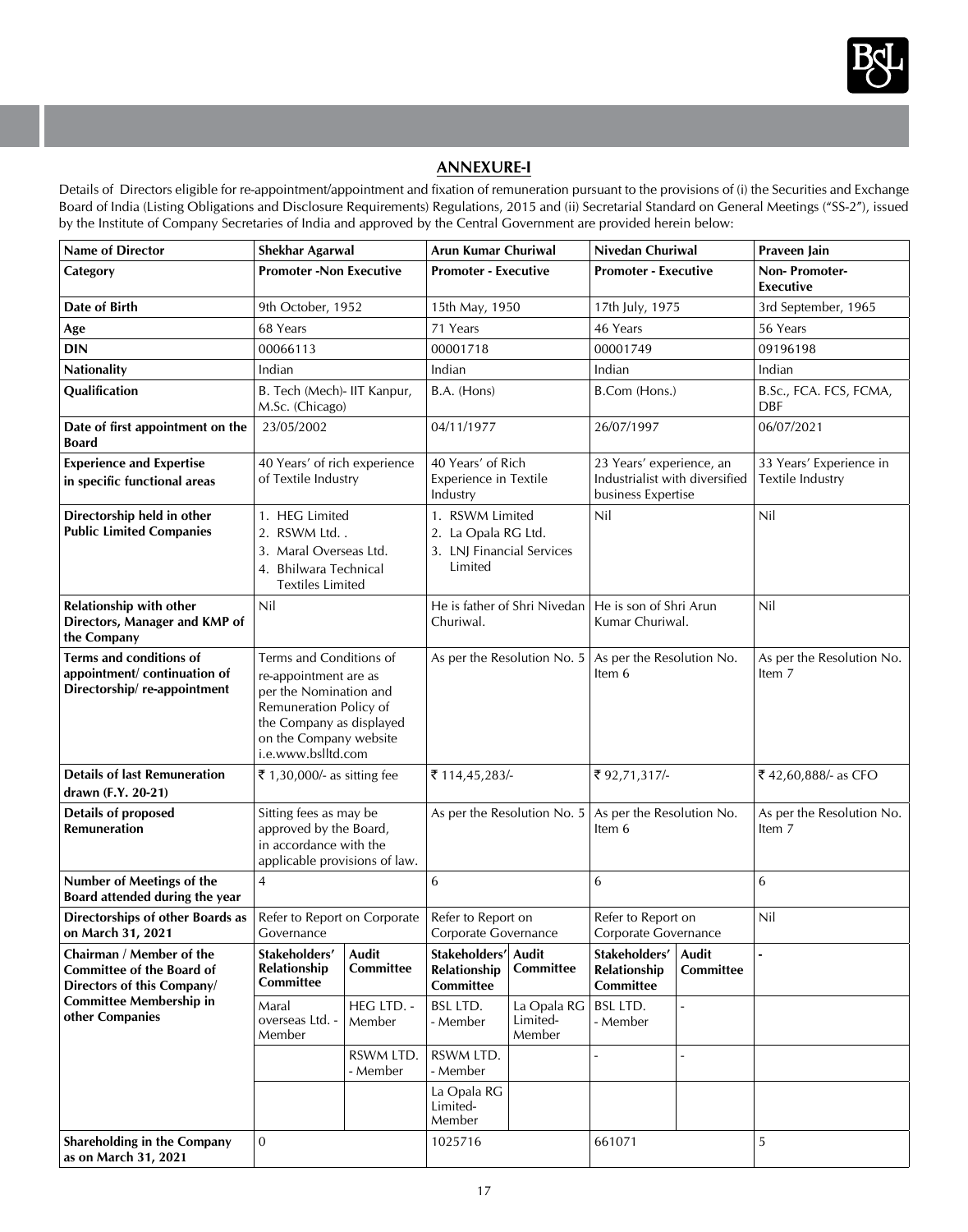## ANNEXURE-I

Details of Directors eligible for re-appointment/appointment and fixation of remuneration pursuant to the provisions of (i) the Securities and Exchange Board of India (Listing Obligations and Disclosure Requirements) Regulations, 2015 and (ii) Secretarial Standard on General Meetings ("SS-2"), issued by the Institute of Company Secretaries of India and approved by the Central Government are provided herein below:

| Name of Director | Shekhar Agarwal | | Arun Kumar Churiwal | | Nivedan Churiwal | | Praveen Jain |
|---|---|---|---|---|---|---|---|
| **Category** | **Promoter -Non Executive** | | **Promoter - Executive** | | **Promoter - Executive** | | **Non- Promoter-Executive** |
| **Date of Birth** | 9th October, 1952 | | 15th May, 1950 | | 17th July, 1975 | | 3rd September, 1965 |
| **Age** | 68 Years | | 71 Years | | 46 Years | | 56 Years |
| **DIN** | 00066113 | | 00001718 | | 00001749 | | 09196198 |
| **Nationality** | Indian | | Indian | | Indian | | Indian |
| **Qualification** | B. Tech (Mech)- IIT Kanpur, M.Sc. (Chicago) | | B.A. (Hons) | | B.Com (Hons.) | | B.Sc., FCA. FCS, FCMA, DBF |
| **Date of first appointment on the Board** | 23/05/2002 | | 04/11/1977 | | 26/07/1997 | | 06/07/2021 |
| **Experience and Expertise in specific functional areas** | 40 Years' of rich experience of Textile Industry | | 40 Years' of Rich Experience in Textile Industry | | 23 Years' experience, an Industrialist with diversified business Expertise | | 33 Years' Experience in Textile Industry |
| **Directorship held in other Public Limited Companies** | 1. HEG Limited<br>2. RSWM Ltd. .<br>3. Maral Overseas Ltd.<br>4. Bhilwara Technical Textiles Limited | | 1. RSWM Limited<br>2. La Opala RG Ltd.<br>3. LNJ Financial Services Limited | | Nil | | Nil |
| **Relationship with other Directors, Manager and KMP of the Company** | Nil | | He is father of Shri Nivedan Churiwal. | | He is son of Shri Arun Kumar Churiwal. | | Nil |
| **Terms and conditions of appointment/ continuation of Directorship/ re-appointment** | Terms and Conditions of re-appointment are as per the Nomination and Remuneration Policy of the Company as displayed on the Company website i.e.www.bslltd.com | | As per the Resolution No. 5 | | As per the Resolution No. Item 6 | | As per the Resolution No. Item 7 |
| **Details of last Remuneration drawn (F.Y. 20-21)** | ₹ 1,30,000/- as sitting fee | | ₹ 114,45,283/- | | ₹ 92,71,317/- | | ₹ 42,60,888/- as CFO |
| **Details of proposed Remuneration** | Sitting fees as may be approved by the Board, in accordance with the applicable provisions of law. | | As per the Resolution No. 5 | | As per the Resolution No. Item 6 | | As per the Resolution No. Item 7 |
| **Number of Meetings of the Board attended during the year** | 4 | | 6 | | 6 | | 6 |
| **Directorships of other Boards as on March 31, 2021** | Refer to Report on Corporate Governance | | Refer to Report on Corporate Governance | | Refer to Report on Corporate Governance | | Nil |
| **Chairman / Member of the Committee of the Board of Directors of this Company/ Committee Membership in other Companies** | **Stakeholders' Relationship Committee** | **Audit Committee** | **Stakeholders' Relationship Committee** | **Audit Committee** | **Stakeholders' Relationship Committee** | **Audit Committee** | - |
| | Maral overseas Ltd. - Member | HEG LTD. - Member | BSL LTD. - Member | La Opala RG Limited- Member | BSL LTD. - Member | - | |
| | | RSWM LTD. - Member | RSWM LTD. - Member | | - | - | |
| | | | La Opala RG Limited- Member | | | | |
| **Shareholding in the Company as on March 31, 2021** | 0 | | 1025716 | | 661071 | | 5 |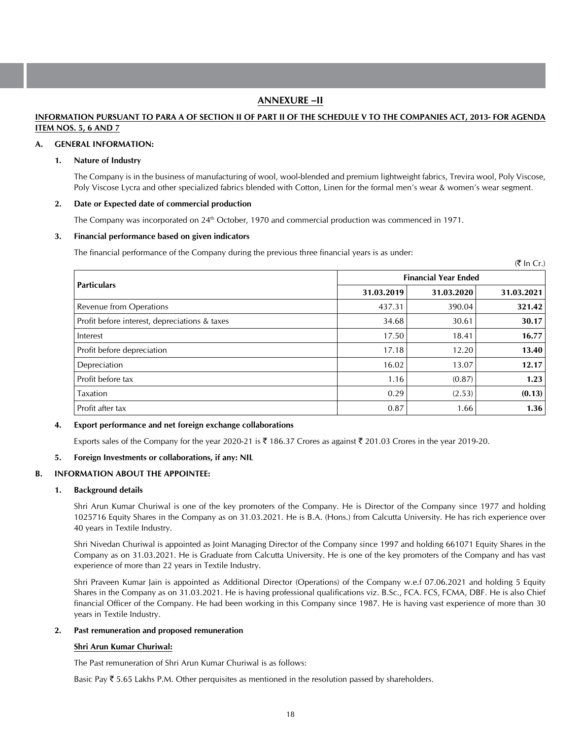## ANNEXURE –II

**INFORMATION PURSUANT TO PARA A OF SECTION II OF PART II OF THE SCHEDULE V TO THE COMPANIES ACT, 2013- FOR AGENDA ITEM NOS. 5, 6 AND 7**

### A. GENERAL INFORMATION:

**1. Nature of Industry**

The Company is in the business of manufacturing of wool, wool-blended and premium lightweight fabrics, Trevira wool, Poly Viscose, Poly Viscose Lycra and other specialized fabrics blended with Cotton, Linen for the formal men's wear & women's wear segment.

**2. Date or Expected date of commercial production**

The Company was incorporated on 24th October, 1970 and commercial production was commenced in 1971.

**3. Financial performance based on given indicators**

The financial performance of the Company during the previous three financial years is as under:

(₹ In Cr.)

| Particulars | Financial Year Ended | | |
|---|---|---|---|
| | 31.03.2019 | 31.03.2020 | 31.03.2021 |
| Revenue from Operations | 437.31 | 390.04 | **321.42** |
| Profit before interest, depreciations & taxes | 34.68 | 30.61 | **30.17** |
| Interest | 17.50 | 18.41 | **16.77** |
| Profit before depreciation | 17.18 | 12.20 | **13.40** |
| Depreciation | 16.02 | 13.07 | **12.17** |
| Profit before tax | 1.16 | (0.87) | **1.23** |
| Taxation | 0.29 | (2.53) | **(0.13)** |
| Profit after tax | 0.87 | 1.66 | **1.36** |

**4. Export performance and net foreign exchange collaborations**

Exports sales of the Company for the year 2020-21 is ₹ 186.37 Crores as against ₹ 201.03 Crores in the year 2019-20.

**5. Foreign Investments or collaborations, if any: NIL**

### B. INFORMATION ABOUT THE APPOINTEE:

**1. Background details**

Shri Arun Kumar Churiwal is one of the key promoters of the Company. He is Director of the Company since 1977 and holding 1025716 Equity Shares in the Company as on 31.03.2021. He is B.A. (Hons.) from Calcutta University. He has rich experience over 40 years in Textile Industry.

Shri Nivedan Churiwal is appointed as Joint Managing Director of the Company since 1997 and holding 661071 Equity Shares in the Company as on 31.03.2021. He is Graduate from Calcutta University. He is one of the key promoters of the Company and has vast experience of more than 22 years in Textile Industry.

Shri Praveen Kumar Jain is appointed as Additional Director (Operations) of the Company w.e.f 07.06.2021 and holding 5 Equity Shares in the Company as on 31.03.2021. He is having professional qualifications viz. B.Sc., FCA. FCS, FCMA, DBF. He is also Chief financial Officer of the Company. He had been working in this Company since 1987. He is having vast experience of more than 30 years in Textile Industry.

**2. Past remuneration and proposed remuneration**

**Shri Arun Kumar Churiwal:**

The Past remuneration of Shri Arun Kumar Churiwal is as follows:

Basic Pay ₹ 5.65 Lakhs P.M. Other perquisites as mentioned in the resolution passed by shareholders.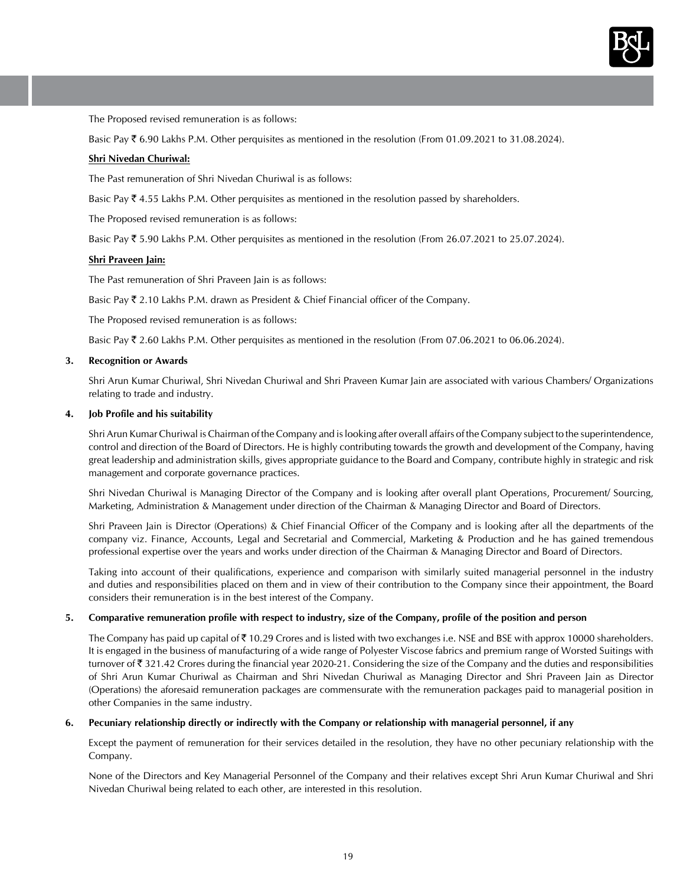The Proposed revised remuneration is as follows:

Basic Pay ₹ 6.90 Lakhs P.M. Other perquisites as mentioned in the resolution (From 01.09.2021 to 31.08.2024).

**Shri Nivedan Churiwal:**

The Past remuneration of Shri Nivedan Churiwal is as follows:

Basic Pay ₹ 4.55 Lakhs P.M. Other perquisites as mentioned in the resolution passed by shareholders.

The Proposed revised remuneration is as follows:

Basic Pay ₹ 5.90 Lakhs P.M. Other perquisites as mentioned in the resolution (From 26.07.2021 to 25.07.2024).

**Shri Praveen Jain:**

The Past remuneration of Shri Praveen Jain is as follows:

Basic Pay ₹ 2.10 Lakhs P.M. drawn as President & Chief Financial officer of the Company.

The Proposed revised remuneration is as follows:

Basic Pay ₹ 2.60 Lakhs P.M. Other perquisites as mentioned in the resolution (From 07.06.2021 to 06.06.2024).

**3. Recognition or Awards**

Shri Arun Kumar Churiwal, Shri Nivedan Churiwal and Shri Praveen Kumar Jain are associated with various Chambers/ Organizations relating to trade and industry.

**4. Job Profile and his suitability**

Shri Arun Kumar Churiwal is Chairman of the Company and is looking after overall affairs of the Company subject to the superintendence, control and direction of the Board of Directors. He is highly contributing towards the growth and development of the Company, having great leadership and administration skills, gives appropriate guidance to the Board and Company, contribute highly in strategic and risk management and corporate governance practices.

Shri Nivedan Churiwal is Managing Director of the Company and is looking after overall plant Operations, Procurement/ Sourcing, Marketing, Administration & Management under direction of the Chairman & Managing Director and Board of Directors.

Shri Praveen Jain is Director (Operations) & Chief Financial Officer of the Company and is looking after all the departments of the company viz. Finance, Accounts, Legal and Secretarial and Commercial, Marketing & Production and he has gained tremendous professional expertise over the years and works under direction of the Chairman & Managing Director and Board of Directors.

Taking into account of their qualifications, experience and comparison with similarly suited managerial personnel in the industry and duties and responsibilities placed on them and in view of their contribution to the Company since their appointment, the Board considers their remuneration is in the best interest of the Company.

**5. Comparative remuneration profile with respect to industry, size of the Company, profile of the position and person**

The Company has paid up capital of ₹ 10.29 Crores and is listed with two exchanges i.e. NSE and BSE with approx 10000 shareholders. It is engaged in the business of manufacturing of a wide range of Polyester Viscose fabrics and premium range of Worsted Suitings with turnover of ₹ 321.42 Crores during the financial year 2020-21. Considering the size of the Company and the duties and responsibilities of Shri Arun Kumar Churiwal as Chairman and Shri Nivedan Churiwal as Managing Director and Shri Praveen Jain as Director (Operations) the aforesaid remuneration packages are commensurate with the remuneration packages paid to managerial position in other Companies in the same industry.

**6. Pecuniary relationship directly or indirectly with the Company or relationship with managerial personnel, if any**

Except the payment of remuneration for their services detailed in the resolution, they have no other pecuniary relationship with the Company.

None of the Directors and Key Managerial Personnel of the Company and their relatives except Shri Arun Kumar Churiwal and Shri Nivedan Churiwal being related to each other, are interested in this resolution.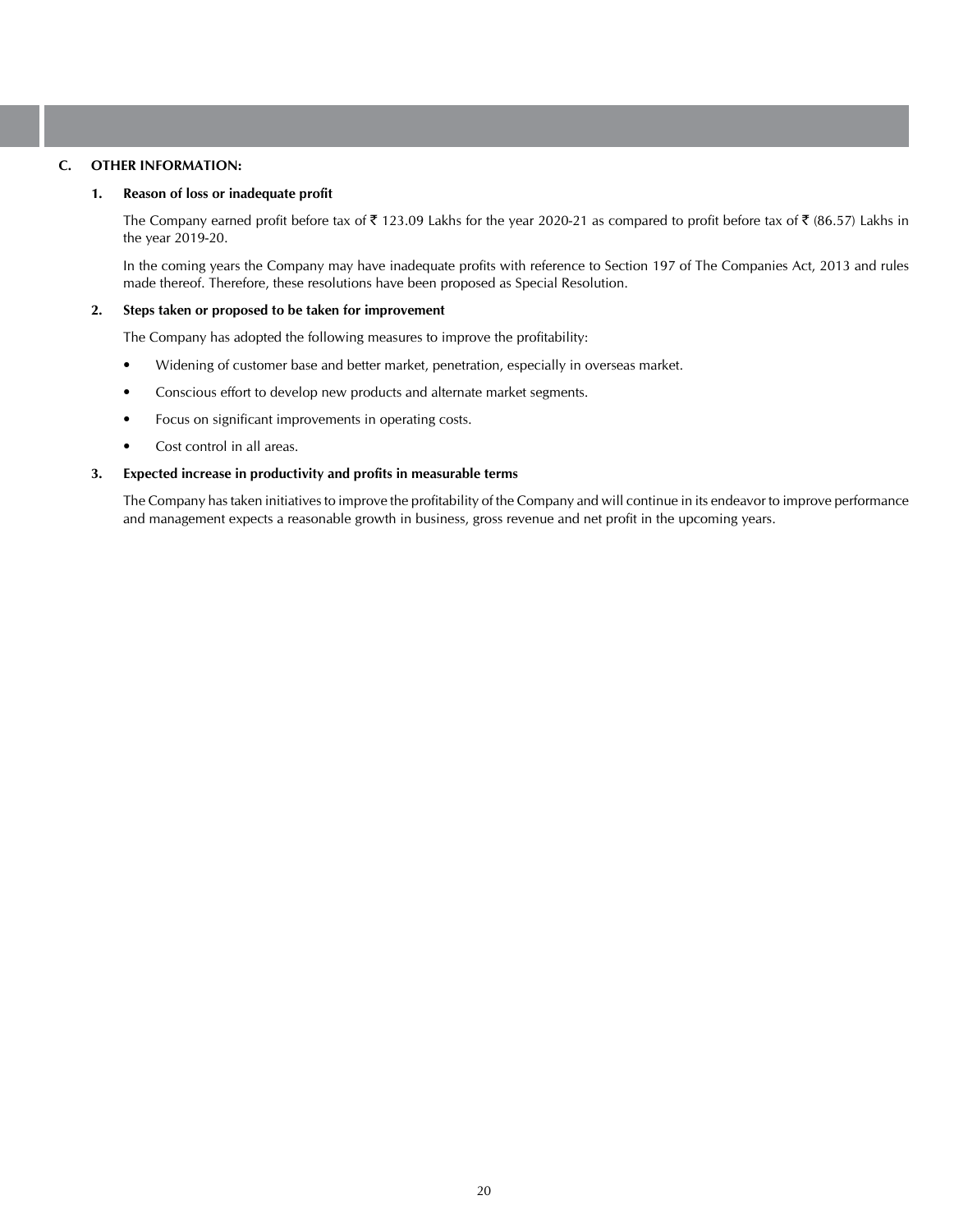## C. OTHER INFORMATION:

### 1. Reason of loss or inadequate profit

The Company earned profit before tax of ₹ 123.09 Lakhs for the year 2020-21 as compared to profit before tax of ₹ (86.57) Lakhs in the year 2019-20.

In the coming years the Company may have inadequate profits with reference to Section 197 of The Companies Act, 2013 and rules made thereof. Therefore, these resolutions have been proposed as Special Resolution.

### 2. Steps taken or proposed to be taken for improvement

The Company has adopted the following measures to improve the profitability:

- Widening of customer base and better market, penetration, especially in overseas market.
- Conscious effort to develop new products and alternate market segments.
- Focus on significant improvements in operating costs.
- Cost control in all areas.

### 3. Expected increase in productivity and profits in measurable terms

The Company has taken initiatives to improve the profitability of the Company and will continue in its endeavor to improve performance and management expects a reasonable growth in business, gross revenue and net profit in the upcoming years.